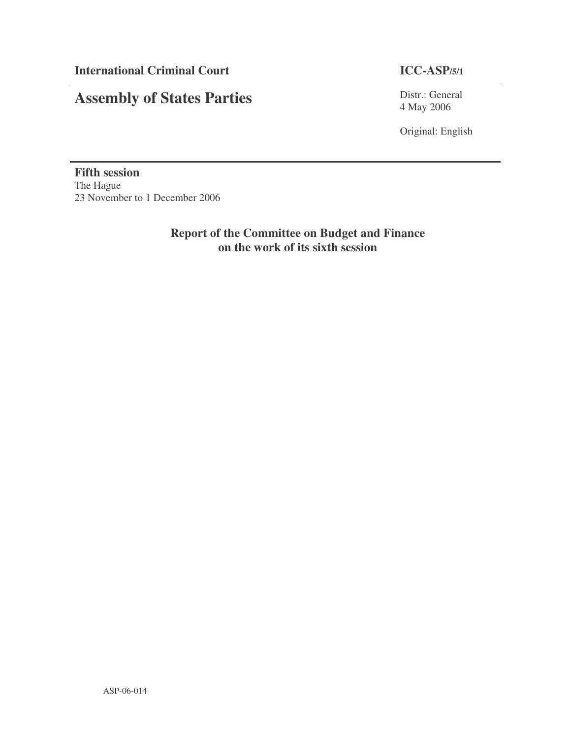**International Criminal Court** **ICC-ASP/5/1**

# Assembly of States Parties

Distr.: General
4 May 2006

Original: English

**Fifth session**
The Hague
23 November to 1 December 2006

## Report of the Committee on Budget and Finance on the work of its sixth session

ASP-06-014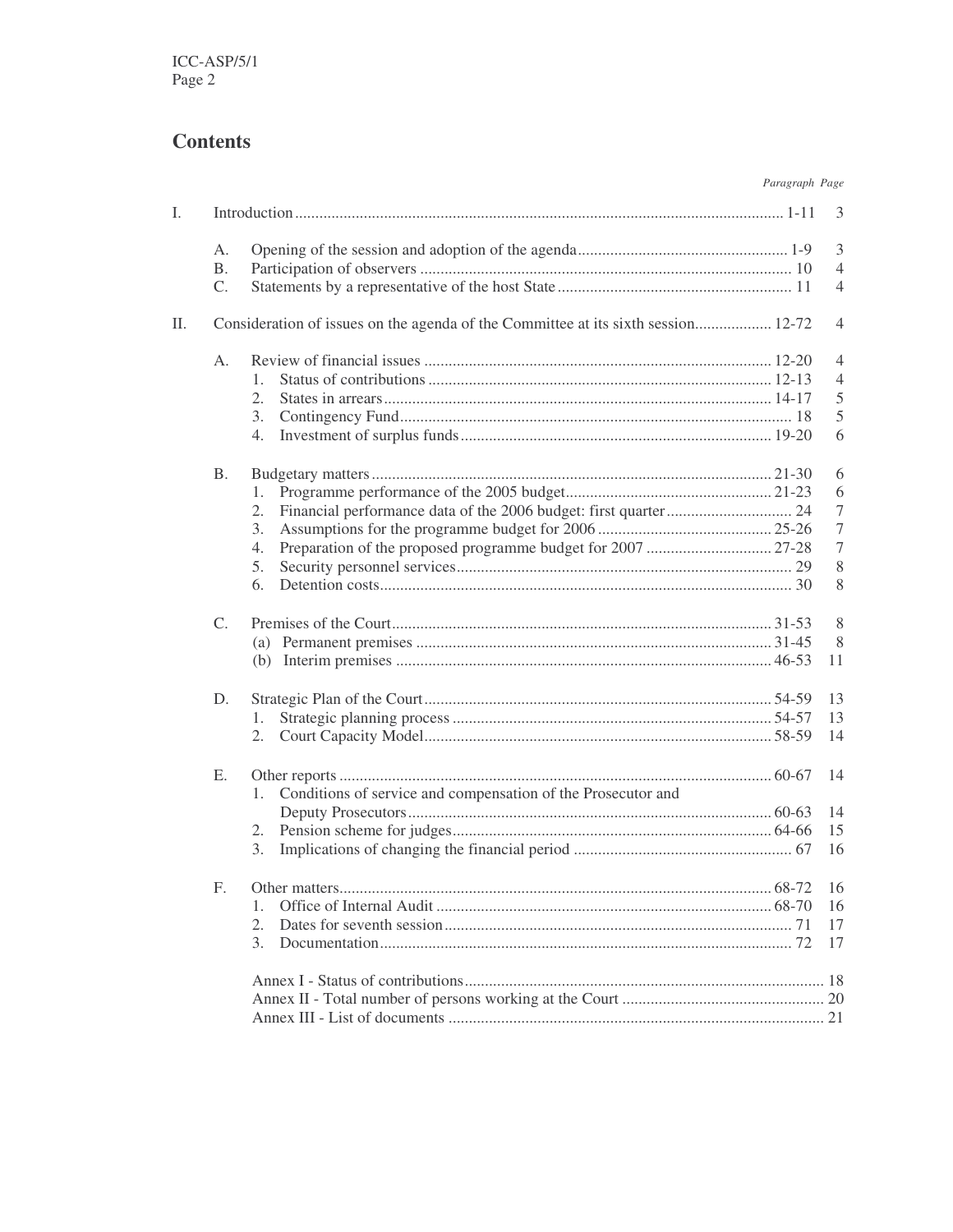## Contents

| | | Paragraph | Page |
|---|---|---|---|
| I. | Introduction | 1-11 | 3 |
| | A. Opening of the session and adoption of the agenda | 1-9 | 3 |
| | B. Participation of observers | 10 | 4 |
| | C. Statements by a representative of the host State | 11 | 4 |
| II. | Consideration of issues on the agenda of the Committee at its sixth session | 12-72 | 4 |
| | A. Review of financial issues | 12-20 | 4 |
| | 1. Status of contributions | 12-13 | 4 |
| | 2. States in arrears | 14-17 | 5 |
| | 3. Contingency Fund | 18 | 5 |
| | 4. Investment of surplus funds | 19-20 | 6 |
| | B. Budgetary matters | 21-30 | 6 |
| | 1. Programme performance of the 2005 budget | 21-23 | 6 |
| | 2. Financial performance data of the 2006 budget: first quarter | 24 | 7 |
| | 3. Assumptions for the programme budget for 2006 | 25-26 | 7 |
| | 4. Preparation of the proposed programme budget for 2007 | 27-28 | 7 |
| | 5. Security personnel services | 29 | 8 |
| | 6. Detention costs | 30 | 8 |
| | C. Premises of the Court | 31-53 | 8 |
| | (a) Permanent premises | 31-45 | 8 |
| | (b) Interim premises | 46-53 | 11 |
| | D. Strategic Plan of the Court | 54-59 | 13 |
| | 1. Strategic planning process | 54-57 | 13 |
| | 2. Court Capacity Model | 58-59 | 14 |
| | E. Other reports | 60-67 | 14 |
| | 1. Conditions of service and compensation of the Prosecutor and Deputy Prosecutors | 60-63 | 14 |
| | 2. Pension scheme for judges | 64-66 | 15 |
| | 3. Implications of changing the financial period | 67 | 16 |
| | F. Other matters | 68-72 | 16 |
| | 1. Office of Internal Audit | 68-70 | 16 |
| | 2. Dates for seventh session | 71 | 17 |
| | 3. Documentation | 72 | 17 |
| | Annex I - Status of contributions | | 18 |
| | Annex II - Total number of persons working at the Court | | 20 |
| | Annex III - List of documents | | 21 |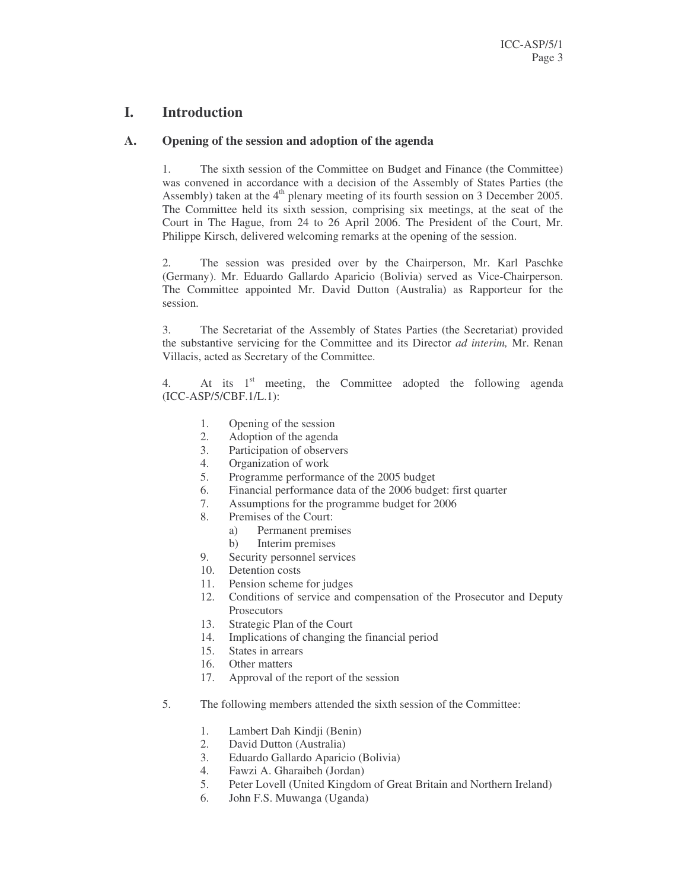# I. Introduction

## A. Opening of the session and adoption of the agenda

1. The sixth session of the Committee on Budget and Finance (the Committee) was convened in accordance with a decision of the Assembly of States Parties (the Assembly) taken at the 4th plenary meeting of its fourth session on 3 December 2005. The Committee held its sixth session, comprising six meetings, at the seat of the Court in The Hague, from 24 to 26 April 2006. The President of the Court, Mr. Philippe Kirsch, delivered welcoming remarks at the opening of the session.

2. The session was presided over by the Chairperson, Mr. Karl Paschke (Germany). Mr. Eduardo Gallardo Aparicio (Bolivia) served as Vice-Chairperson. The Committee appointed Mr. David Dutton (Australia) as Rapporteur for the session.

3. The Secretariat of the Assembly of States Parties (the Secretariat) provided the substantive servicing for the Committee and its Director *ad interim,* Mr. Renan Villacis, acted as Secretary of the Committee.

4. At its 1st meeting, the Committee adopted the following agenda (ICC-ASP/5/CBF.1/L.1):

1. Opening of the session
2. Adoption of the agenda
3. Participation of observers
4. Organization of work
5. Programme performance of the 2005 budget
6. Financial performance data of the 2006 budget: first quarter
7. Assumptions for the programme budget for 2006
8. Premises of the Court:
   a) Permanent premises
   b) Interim premises
9. Security personnel services
10. Detention costs
11. Pension scheme for judges
12. Conditions of service and compensation of the Prosecutor and Deputy Prosecutors
13. Strategic Plan of the Court
14. Implications of changing the financial period
15. States in arrears
16. Other matters
17. Approval of the report of the session

5. The following members attended the sixth session of the Committee:

1. Lambert Dah Kindji (Benin)
2. David Dutton (Australia)
3. Eduardo Gallardo Aparicio (Bolivia)
4. Fawzi A. Gharaibeh (Jordan)
5. Peter Lovell (United Kingdom of Great Britain and Northern Ireland)
6. John F.S. Muwanga (Uganda)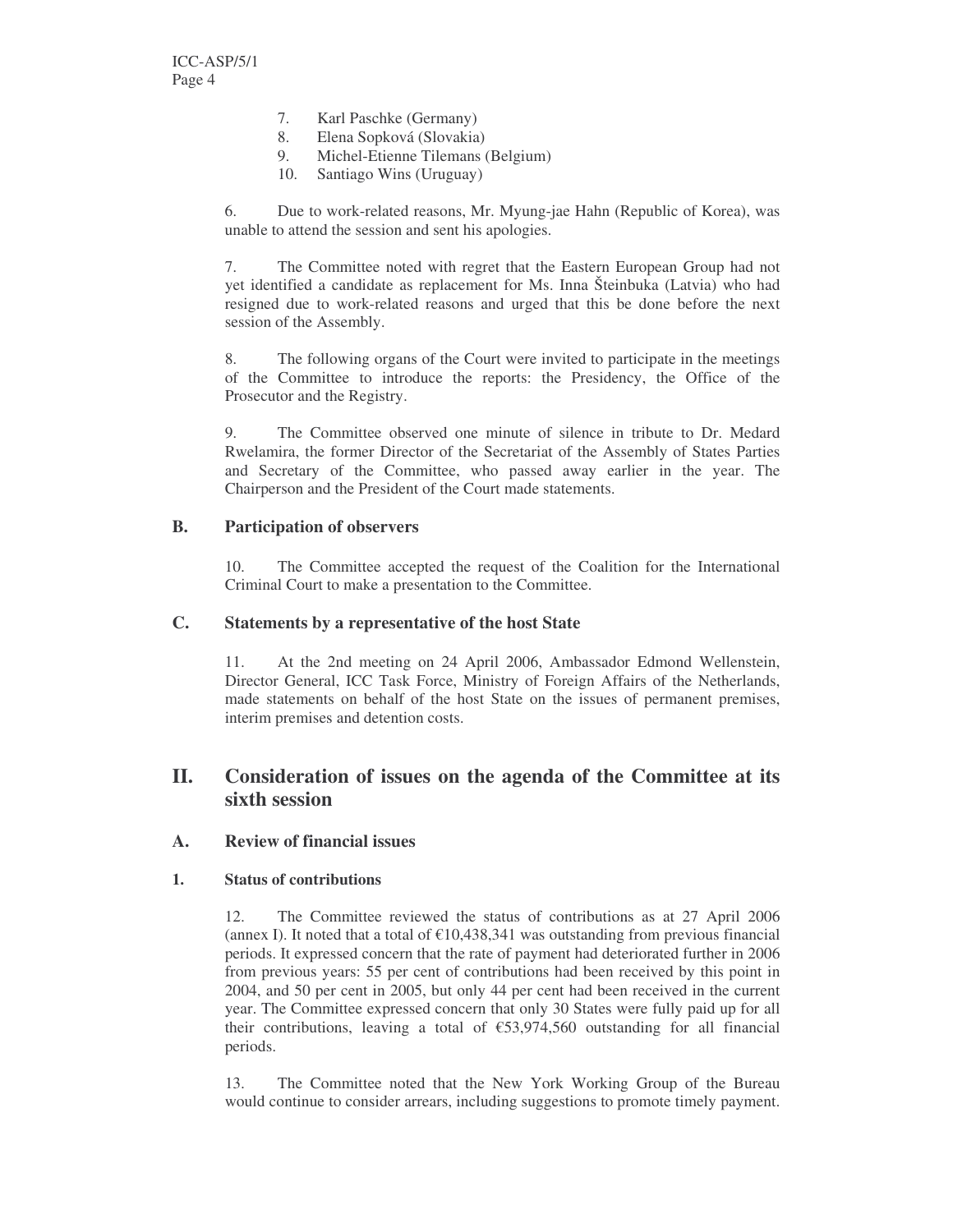7. Karl Paschke (Germany)
8. Elena Sopková (Slovakia)
9. Michel-Etienne Tilemans (Belgium)
10. Santiago Wins (Uruguay)

6. Due to work-related reasons, Mr. Myung-jae Hahn (Republic of Korea), was unable to attend the session and sent his apologies.

7. The Committee noted with regret that the Eastern European Group had not yet identified a candidate as replacement for Ms. Inna Šteinbuka (Latvia) who had resigned due to work-related reasons and urged that this be done before the next session of the Assembly.

8. The following organs of the Court were invited to participate in the meetings of the Committee to introduce the reports: the Presidency, the Office of the Prosecutor and the Registry.

9. The Committee observed one minute of silence in tribute to Dr. Medard Rwelamira, the former Director of the Secretariat of the Assembly of States Parties and Secretary of the Committee, who passed away earlier in the year. The Chairperson and the President of the Court made statements.

### B. Participation of observers

10. The Committee accepted the request of the Coalition for the International Criminal Court to make a presentation to the Committee.

### C. Statements by a representative of the host State

11. At the 2nd meeting on 24 April 2006, Ambassador Edmond Wellenstein, Director General, ICC Task Force, Ministry of Foreign Affairs of the Netherlands, made statements on behalf of the host State on the issues of permanent premises, interim premises and detention costs.

## II. Consideration of issues on the agenda of the Committee at its sixth session

### A. Review of financial issues

#### 1. Status of contributions

12. The Committee reviewed the status of contributions as at 27 April 2006 (annex I). It noted that a total of €10,438,341 was outstanding from previous financial periods. It expressed concern that the rate of payment had deteriorated further in 2006 from previous years: 55 per cent of contributions had been received by this point in 2004, and 50 per cent in 2005, but only 44 per cent had been received in the current year. The Committee expressed concern that only 30 States were fully paid up for all their contributions, leaving a total of €53,974,560 outstanding for all financial periods.

13. The Committee noted that the New York Working Group of the Bureau would continue to consider arrears, including suggestions to promote timely payment.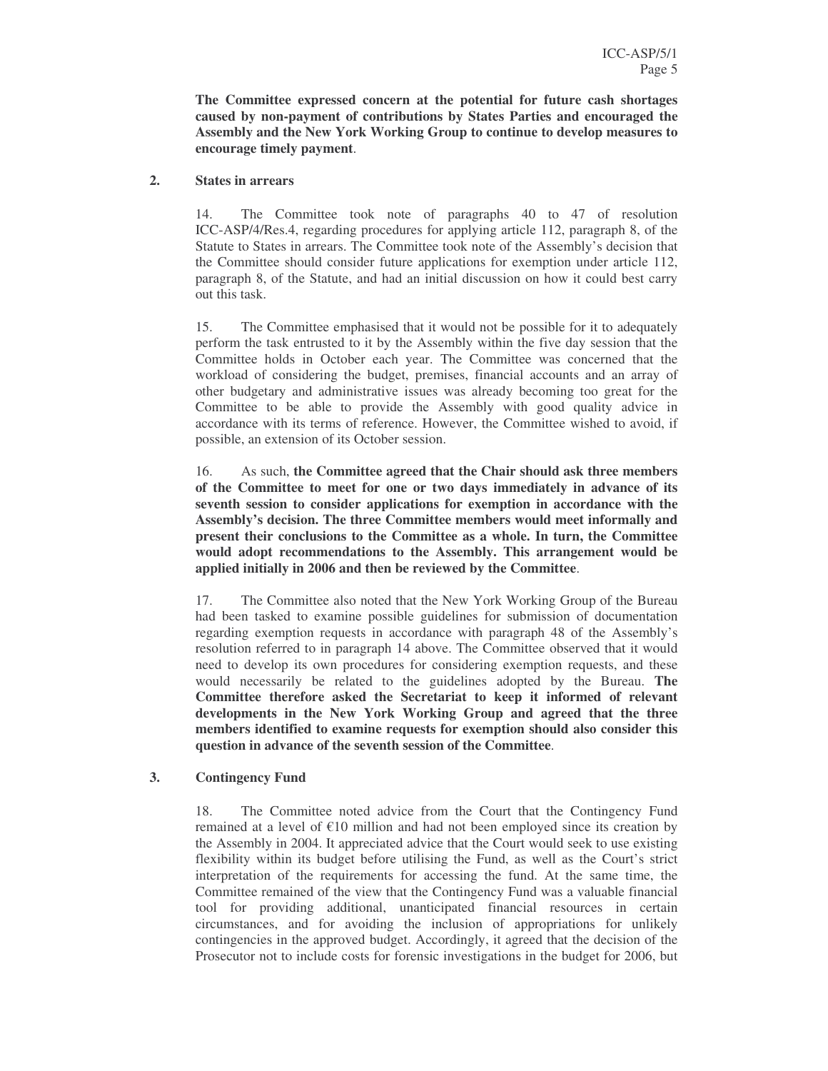**The Committee expressed concern at the potential for future cash shortages caused by non-payment of contributions by States Parties and encouraged the Assembly and the New York Working Group to continue to develop measures to encourage timely payment**.

## 2. States in arrears

14. The Committee took note of paragraphs 40 to 47 of resolution ICC-ASP/4/Res.4, regarding procedures for applying article 112, paragraph 8, of the Statute to States in arrears. The Committee took note of the Assembly's decision that the Committee should consider future applications for exemption under article 112, paragraph 8, of the Statute, and had an initial discussion on how it could best carry out this task.

15. The Committee emphasised that it would not be possible for it to adequately perform the task entrusted to it by the Assembly within the five day session that the Committee holds in October each year. The Committee was concerned that the workload of considering the budget, premises, financial accounts and an array of other budgetary and administrative issues was already becoming too great for the Committee to be able to provide the Assembly with good quality advice in accordance with its terms of reference. However, the Committee wished to avoid, if possible, an extension of its October session.

16. As such, **the Committee agreed that the Chair should ask three members of the Committee to meet for one or two days immediately in advance of its seventh session to consider applications for exemption in accordance with the Assembly's decision. The three Committee members would meet informally and present their conclusions to the Committee as a whole. In turn, the Committee would adopt recommendations to the Assembly. This arrangement would be applied initially in 2006 and then be reviewed by the Committee**.

17. The Committee also noted that the New York Working Group of the Bureau had been tasked to examine possible guidelines for submission of documentation regarding exemption requests in accordance with paragraph 48 of the Assembly's resolution referred to in paragraph 14 above. The Committee observed that it would need to develop its own procedures for considering exemption requests, and these would necessarily be related to the guidelines adopted by the Bureau. **The Committee therefore asked the Secretariat to keep it informed of relevant developments in the New York Working Group and agreed that the three members identified to examine requests for exemption should also consider this question in advance of the seventh session of the Committee**.

## 3. Contingency Fund

18. The Committee noted advice from the Court that the Contingency Fund remained at a level of €10 million and had not been employed since its creation by the Assembly in 2004. It appreciated advice that the Court would seek to use existing flexibility within its budget before utilising the Fund, as well as the Court's strict interpretation of the requirements for accessing the fund. At the same time, the Committee remained of the view that the Contingency Fund was a valuable financial tool for providing additional, unanticipated financial resources in certain circumstances, and for avoiding the inclusion of appropriations for unlikely contingencies in the approved budget. Accordingly, it agreed that the decision of the Prosecutor not to include costs for forensic investigations in the budget for 2006, but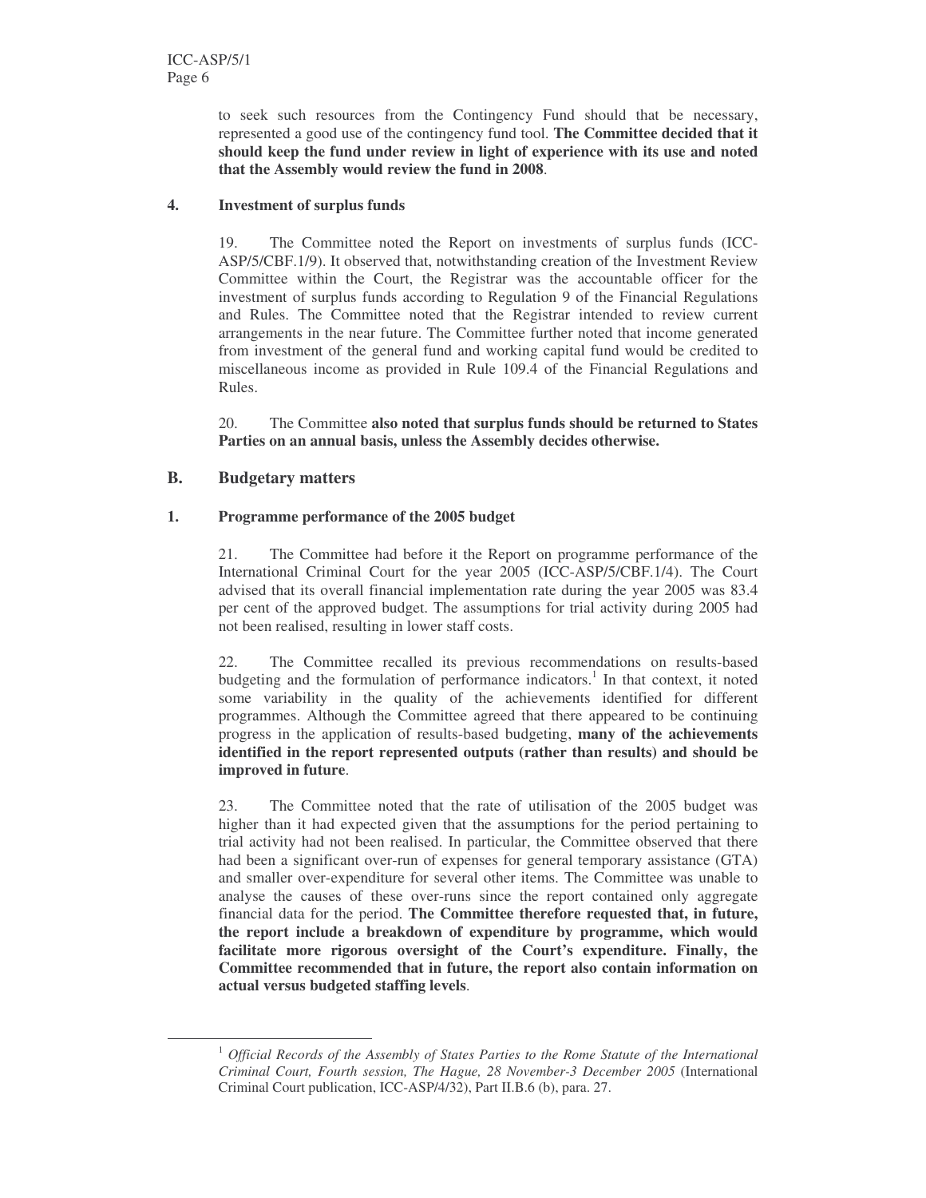to seek such resources from the Contingency Fund should that be necessary, represented a good use of the contingency fund tool. **The Committee decided that it should keep the fund under review in light of experience with its use and noted that the Assembly would review the fund in 2008**.

### 4. Investment of surplus funds

19. The Committee noted the Report on investments of surplus funds (ICC-ASP/5/CBF.1/9). It observed that, notwithstanding creation of the Investment Review Committee within the Court, the Registrar was the accountable officer for the investment of surplus funds according to Regulation 9 of the Financial Regulations and Rules. The Committee noted that the Registrar intended to review current arrangements in the near future. The Committee further noted that income generated from investment of the general fund and working capital fund would be credited to miscellaneous income as provided in Rule 109.4 of the Financial Regulations and Rules.

20. The Committee **also noted that surplus funds should be returned to States Parties on an annual basis, unless the Assembly decides otherwise.**

## B. Budgetary matters

### 1. Programme performance of the 2005 budget

21. The Committee had before it the Report on programme performance of the International Criminal Court for the year 2005 (ICC-ASP/5/CBF.1/4). The Court advised that its overall financial implementation rate during the year 2005 was 83.4 per cent of the approved budget. The assumptions for trial activity during 2005 had not been realised, resulting in lower staff costs.

22. The Committee recalled its previous recommendations on results-based budgeting and the formulation of performance indicators.[1] In that context, it noted some variability in the quality of the achievements identified for different programmes. Although the Committee agreed that there appeared to be continuing progress in the application of results-based budgeting, **many of the achievements identified in the report represented outputs (rather than results) and should be improved in future**.

23. The Committee noted that the rate of utilisation of the 2005 budget was higher than it had expected given that the assumptions for the period pertaining to trial activity had not been realised. In particular, the Committee observed that there had been a significant over-run of expenses for general temporary assistance (GTA) and smaller over-expenditure for several other items. The Committee was unable to analyse the causes of these over-runs since the report contained only aggregate financial data for the period. **The Committee therefore requested that, in future, the report include a breakdown of expenditure by programme, which would facilitate more rigorous oversight of the Court's expenditure. Finally, the Committee recommended that in future, the report also contain information on actual versus budgeted staffing levels**.

---

[1] *Official Records of the Assembly of States Parties to the Rome Statute of the International Criminal Court, Fourth session, The Hague, 28 November-3 December 2005* (International Criminal Court publication, ICC-ASP/4/32), Part II.B.6 (b), para. 27.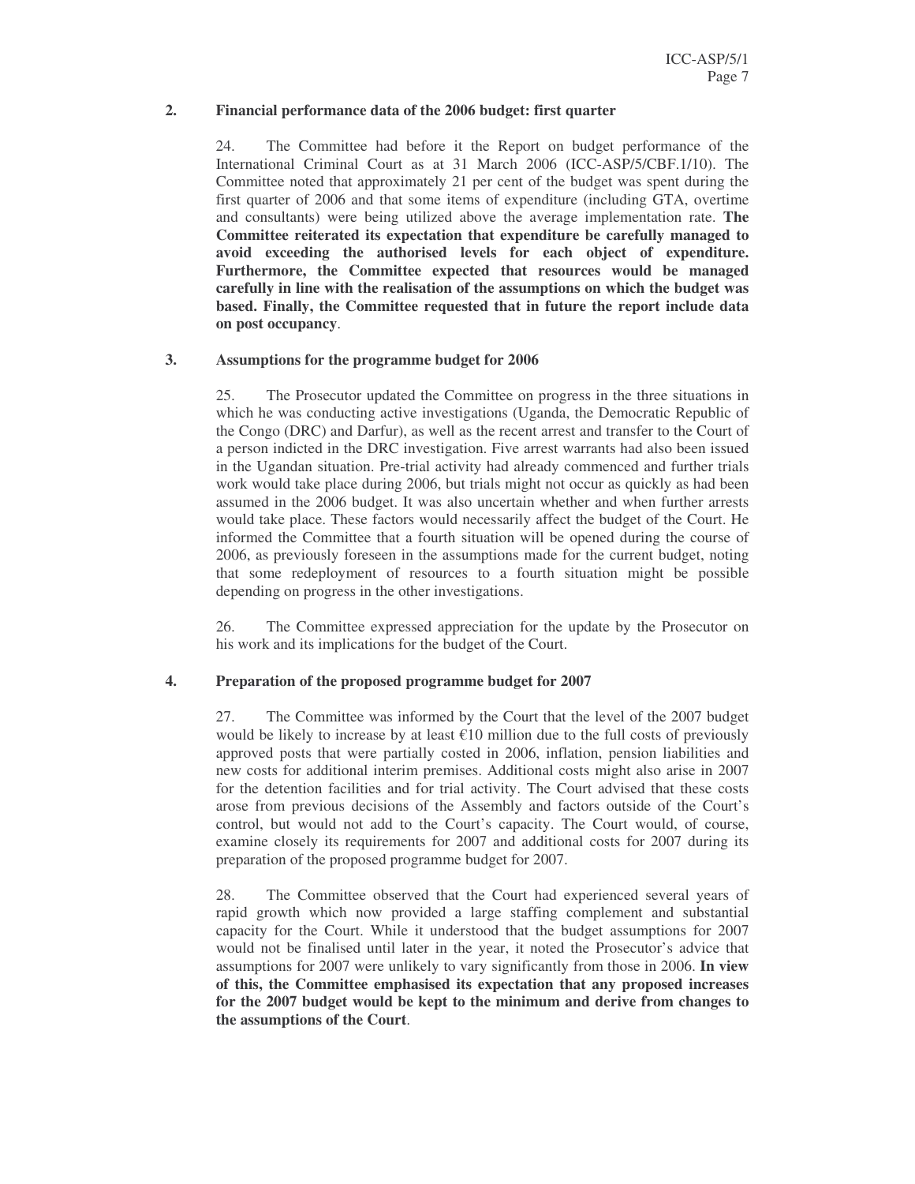### 2. Financial performance data of the 2006 budget: first quarter

24. The Committee had before it the Report on budget performance of the International Criminal Court as at 31 March 2006 (ICC-ASP/5/CBF.1/10). The Committee noted that approximately 21 per cent of the budget was spent during the first quarter of 2006 and that some items of expenditure (including GTA, overtime and consultants) were being utilized above the average implementation rate. **The Committee reiterated its expectation that expenditure be carefully managed to avoid exceeding the authorised levels for each object of expenditure. Furthermore, the Committee expected that resources would be managed carefully in line with the realisation of the assumptions on which the budget was based. Finally, the Committee requested that in future the report include data on post occupancy**.

### 3. Assumptions for the programme budget for 2006

25. The Prosecutor updated the Committee on progress in the three situations in which he was conducting active investigations (Uganda, the Democratic Republic of the Congo (DRC) and Darfur), as well as the recent arrest and transfer to the Court of a person indicted in the DRC investigation. Five arrest warrants had also been issued in the Ugandan situation. Pre-trial activity had already commenced and further trials work would take place during 2006, but trials might not occur as quickly as had been assumed in the 2006 budget. It was also uncertain whether and when further arrests would take place. These factors would necessarily affect the budget of the Court. He informed the Committee that a fourth situation will be opened during the course of 2006, as previously foreseen in the assumptions made for the current budget, noting that some redeployment of resources to a fourth situation might be possible depending on progress in the other investigations.

26. The Committee expressed appreciation for the update by the Prosecutor on his work and its implications for the budget of the Court.

### 4. Preparation of the proposed programme budget for 2007

27. The Committee was informed by the Court that the level of the 2007 budget would be likely to increase by at least €10 million due to the full costs of previously approved posts that were partially costed in 2006, inflation, pension liabilities and new costs for additional interim premises. Additional costs might also arise in 2007 for the detention facilities and for trial activity. The Court advised that these costs arose from previous decisions of the Assembly and factors outside of the Court's control, but would not add to the Court's capacity. The Court would, of course, examine closely its requirements for 2007 and additional costs for 2007 during its preparation of the proposed programme budget for 2007.

28. The Committee observed that the Court had experienced several years of rapid growth which now provided a large staffing complement and substantial capacity for the Court. While it understood that the budget assumptions for 2007 would not be finalised until later in the year, it noted the Prosecutor's advice that assumptions for 2007 were unlikely to vary significantly from those in 2006. **In view of this, the Committee emphasised its expectation that any proposed increases for the 2007 budget would be kept to the minimum and derive from changes to the assumptions of the Court**.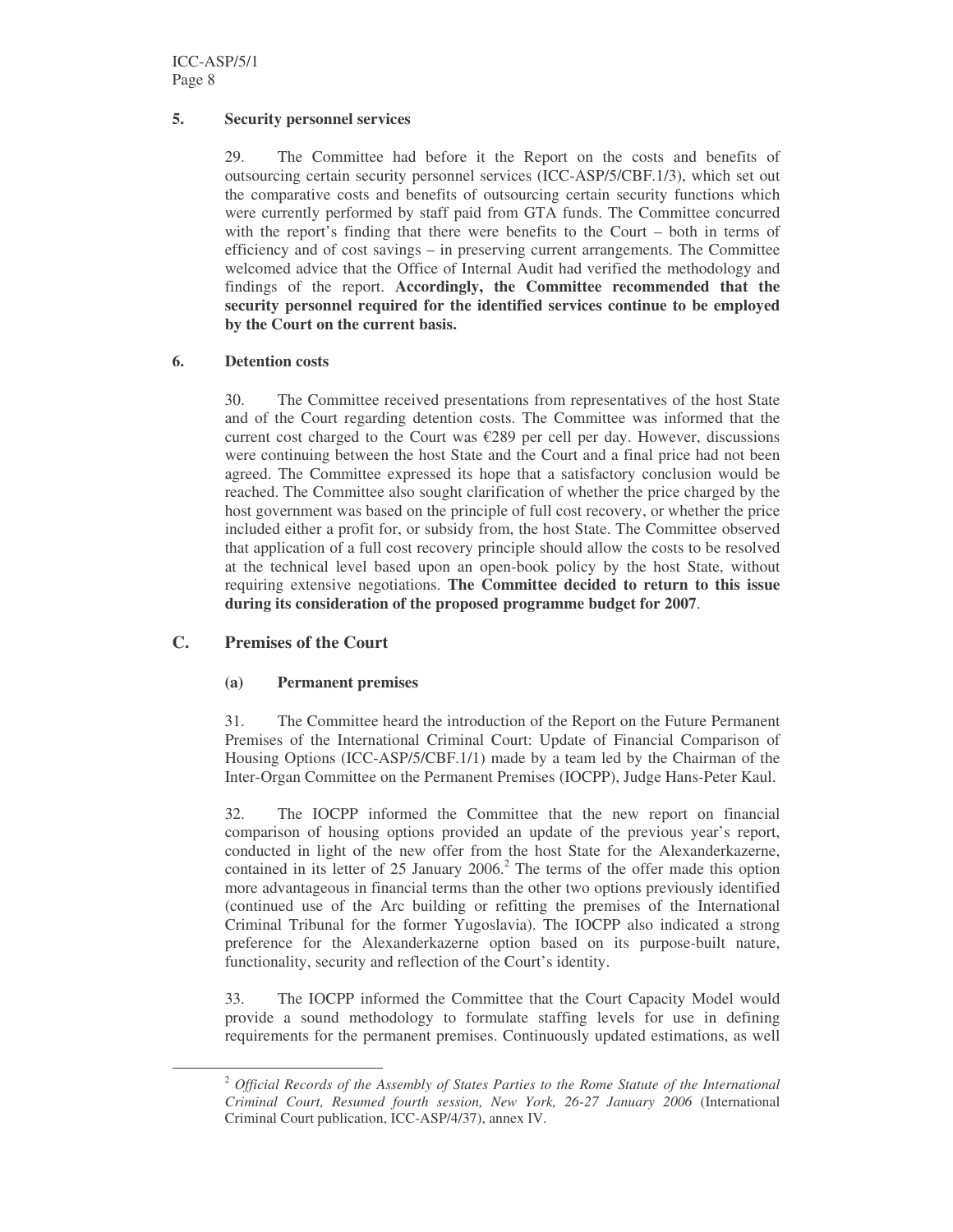### 5. Security personnel services

29. The Committee had before it the Report on the costs and benefits of outsourcing certain security personnel services (ICC-ASP/5/CBF.1/3), which set out the comparative costs and benefits of outsourcing certain security functions which were currently performed by staff paid from GTA funds. The Committee concurred with the report's finding that there were benefits to the Court – both in terms of efficiency and of cost savings – in preserving current arrangements. The Committee welcomed advice that the Office of Internal Audit had verified the methodology and findings of the report. **Accordingly, the Committee recommended that the security personnel required for the identified services continue to be employed by the Court on the current basis.**

### 6. Detention costs

30. The Committee received presentations from representatives of the host State and of the Court regarding detention costs. The Committee was informed that the current cost charged to the Court was €289 per cell per day. However, discussions were continuing between the host State and the Court and a final price had not been agreed. The Committee expressed its hope that a satisfactory conclusion would be reached. The Committee also sought clarification of whether the price charged by the host government was based on the principle of full cost recovery, or whether the price included either a profit for, or subsidy from, the host State. The Committee observed that application of a full cost recovery principle should allow the costs to be resolved at the technical level based upon an open-book policy by the host State, without requiring extensive negotiations. **The Committee decided to return to this issue during its consideration of the proposed programme budget for 2007**.

## C. Premises of the Court

### (a) Permanent premises

31. The Committee heard the introduction of the Report on the Future Permanent Premises of the International Criminal Court: Update of Financial Comparison of Housing Options (ICC-ASP/5/CBF.1/1) made by a team led by the Chairman of the Inter-Organ Committee on the Permanent Premises (IOCPP), Judge Hans-Peter Kaul.

32. The IOCPP informed the Committee that the new report on financial comparison of housing options provided an update of the previous year's report, conducted in light of the new offer from the host State for the Alexanderkazerne, contained in its letter of 25 January 2006.[2] The terms of the offer made this option more advantageous in financial terms than the other two options previously identified (continued use of the Arc building or refitting the premises of the International Criminal Tribunal for the former Yugoslavia). The IOCPP also indicated a strong preference for the Alexanderkazerne option based on its purpose-built nature, functionality, security and reflection of the Court's identity.

33. The IOCPP informed the Committee that the Court Capacity Model would provide a sound methodology to formulate staffing levels for use in defining requirements for the permanent premises. Continuously updated estimations, as well

---

[2] *Official Records of the Assembly of States Parties to the Rome Statute of the International Criminal Court, Resumed fourth session, New York, 26-27 January 2006* (International Criminal Court publication, ICC-ASP/4/37), annex IV.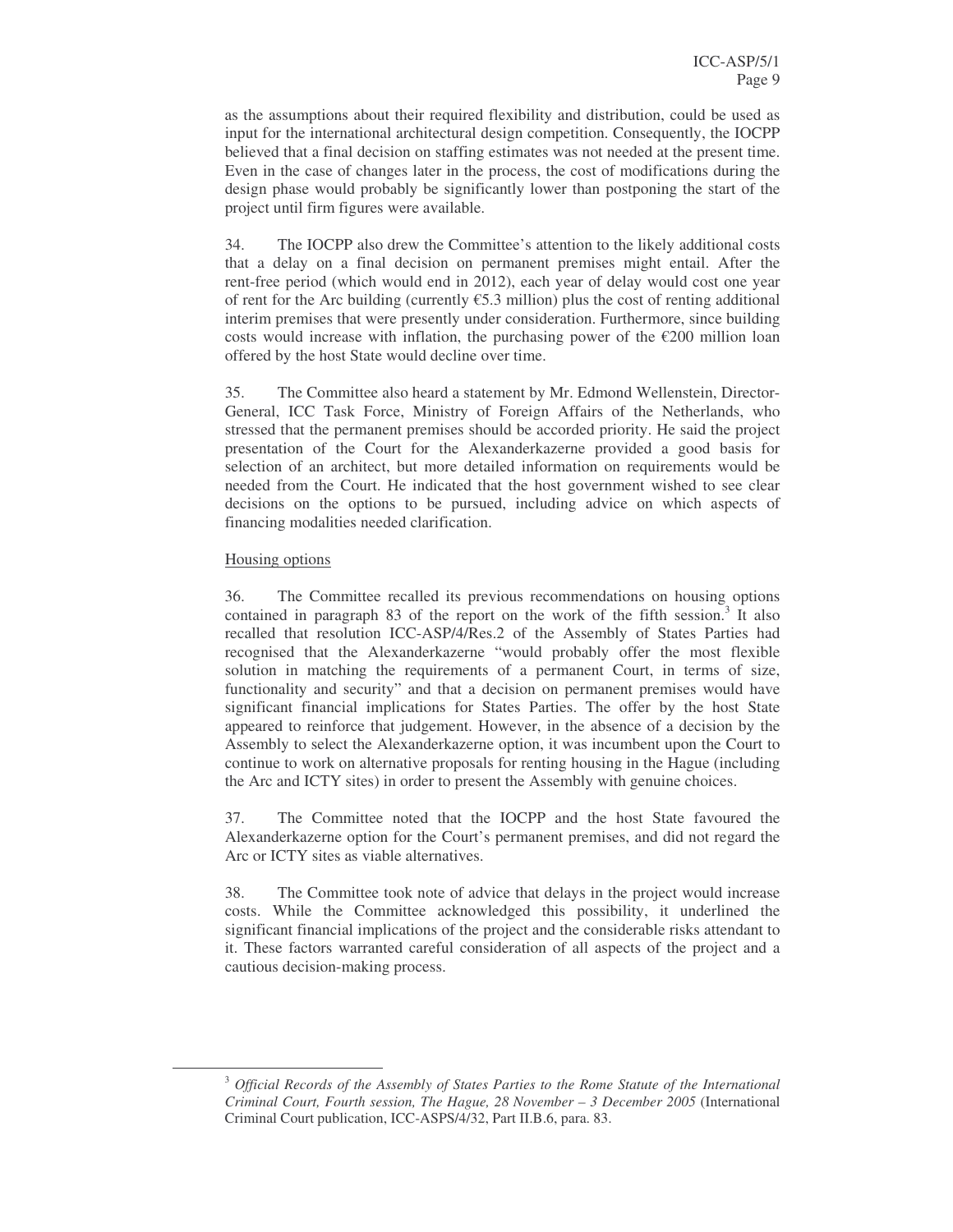as the assumptions about their required flexibility and distribution, could be used as input for the international architectural design competition. Consequently, the IOCPP believed that a final decision on staffing estimates was not needed at the present time. Even in the case of changes later in the process, the cost of modifications during the design phase would probably be significantly lower than postponing the start of the project until firm figures were available.

34. The IOCPP also drew the Committee's attention to the likely additional costs that a delay on a final decision on permanent premises might entail. After the rent-free period (which would end in 2012), each year of delay would cost one year of rent for the Arc building (currently €5.3 million) plus the cost of renting additional interim premises that were presently under consideration. Furthermore, since building costs would increase with inflation, the purchasing power of the €200 million loan offered by the host State would decline over time.

35. The Committee also heard a statement by Mr. Edmond Wellenstein, Director-General, ICC Task Force, Ministry of Foreign Affairs of the Netherlands, who stressed that the permanent premises should be accorded priority. He said the project presentation of the Court for the Alexanderkazerne provided a good basis for selection of an architect, but more detailed information on requirements would be needed from the Court. He indicated that the host government wished to see clear decisions on the options to be pursued, including advice on which aspects of financing modalities needed clarification.

Housing options

36. The Committee recalled its previous recommendations on housing options contained in paragraph 83 of the report on the work of the fifth session.[3] It also recalled that resolution ICC-ASP/4/Res.2 of the Assembly of States Parties had recognised that the Alexanderkazerne "would probably offer the most flexible solution in matching the requirements of a permanent Court, in terms of size, functionality and security" and that a decision on permanent premises would have significant financial implications for States Parties. The offer by the host State appeared to reinforce that judgement. However, in the absence of a decision by the Assembly to select the Alexanderkazerne option, it was incumbent upon the Court to continue to work on alternative proposals for renting housing in the Hague (including the Arc and ICTY sites) in order to present the Assembly with genuine choices.

37. The Committee noted that the IOCPP and the host State favoured the Alexanderkazerne option for the Court's permanent premises, and did not regard the Arc or ICTY sites as viable alternatives.

38. The Committee took note of advice that delays in the project would increase costs. While the Committee acknowledged this possibility, it underlined the significant financial implications of the project and the considerable risks attendant to it. These factors warranted careful consideration of all aspects of the project and a cautious decision-making process.

[3] *Official Records of the Assembly of States Parties to the Rome Statute of the International Criminal Court, Fourth session, The Hague, 28 November – 3 December 2005* (International Criminal Court publication, ICC-ASPS/4/32, Part II.B.6, para. 83.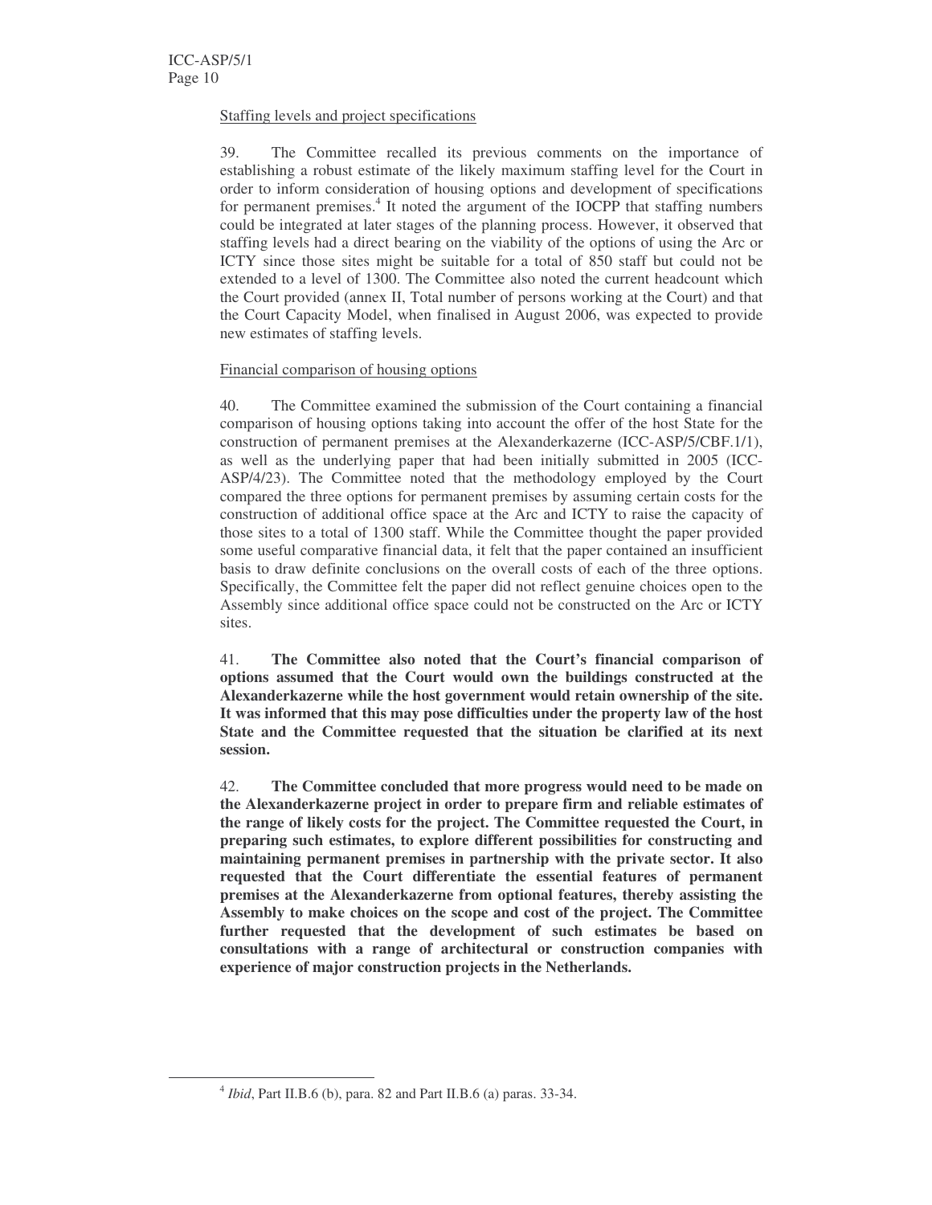Staffing levels and project specifications

39. The Committee recalled its previous comments on the importance of establishing a robust estimate of the likely maximum staffing level for the Court in order to inform consideration of housing options and development of specifications for permanent premises.[4] It noted the argument of the IOCPP that staffing numbers could be integrated at later stages of the planning process. However, it observed that staffing levels had a direct bearing on the viability of the options of using the Arc or ICTY since those sites might be suitable for a total of 850 staff but could not be extended to a level of 1300. The Committee also noted the current headcount which the Court provided (annex II, Total number of persons working at the Court) and that the Court Capacity Model, when finalised in August 2006, was expected to provide new estimates of staffing levels.

Financial comparison of housing options

40. The Committee examined the submission of the Court containing a financial comparison of housing options taking into account the offer of the host State for the construction of permanent premises at the Alexanderkazerne (ICC-ASP/5/CBF.1/1), as well as the underlying paper that had been initially submitted in 2005 (ICC-ASP/4/23). The Committee noted that the methodology employed by the Court compared the three options for permanent premises by assuming certain costs for the construction of additional office space at the Arc and ICTY to raise the capacity of those sites to a total of 1300 staff. While the Committee thought the paper provided some useful comparative financial data, it felt that the paper contained an insufficient basis to draw definite conclusions on the overall costs of each of the three options. Specifically, the Committee felt the paper did not reflect genuine choices open to the Assembly since additional office space could not be constructed on the Arc or ICTY sites.

41. **The Committee also noted that the Court's financial comparison of options assumed that the Court would own the buildings constructed at the Alexanderkazerne while the host government would retain ownership of the site. It was informed that this may pose difficulties under the property law of the host State and the Committee requested that the situation be clarified at its next session.**

42. **The Committee concluded that more progress would need to be made on the Alexanderkazerne project in order to prepare firm and reliable estimates of the range of likely costs for the project. The Committee requested the Court, in preparing such estimates, to explore different possibilities for constructing and maintaining permanent premises in partnership with the private sector. It also requested that the Court differentiate the essential features of permanent premises at the Alexanderkazerne from optional features, thereby assisting the Assembly to make choices on the scope and cost of the project. The Committee further requested that the development of such estimates be based on consultations with a range of architectural or construction companies with experience of major construction projects in the Netherlands.**

[4] *Ibid*, Part II.B.6 (b), para. 82 and Part II.B.6 (a) paras. 33-34.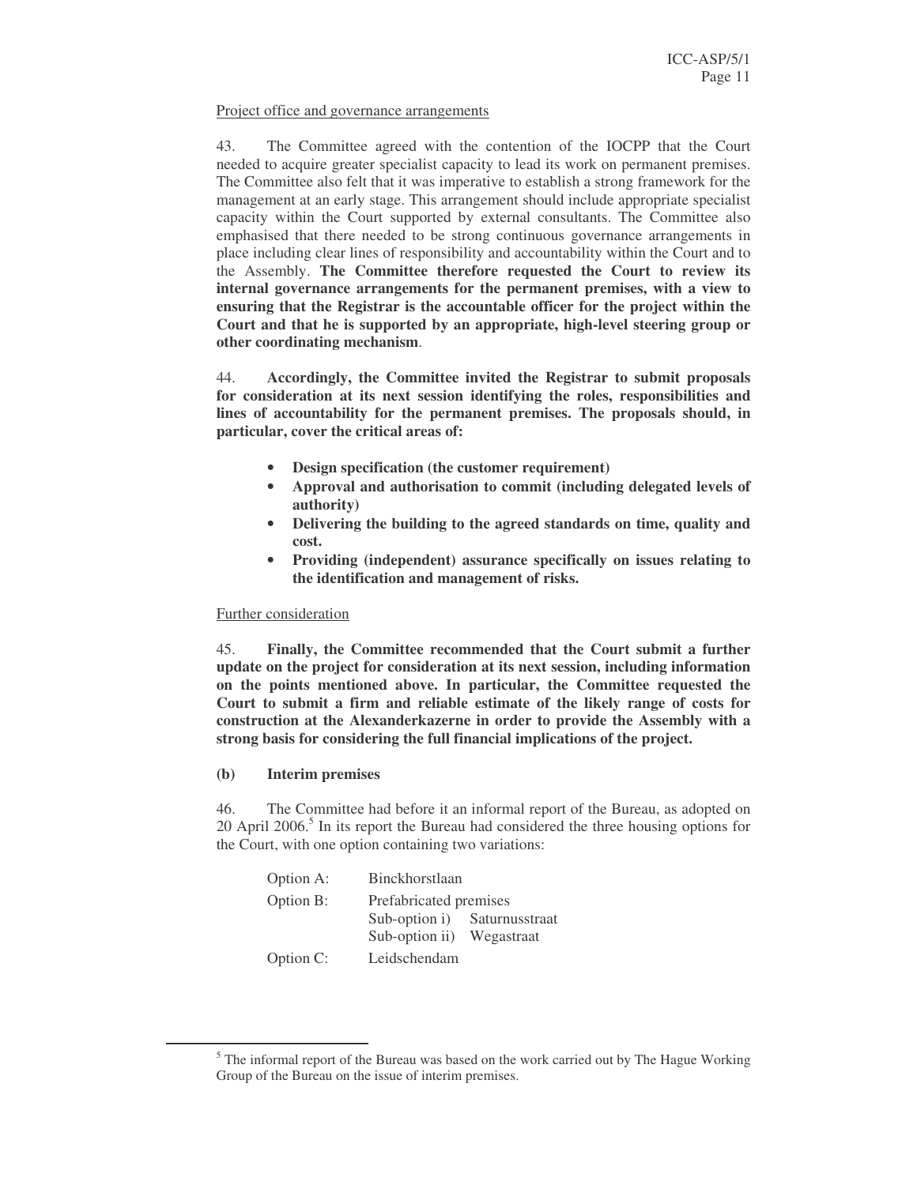Project office and governance arrangements

43. The Committee agreed with the contention of the IOCPP that the Court needed to acquire greater specialist capacity to lead its work on permanent premises. The Committee also felt that it was imperative to establish a strong framework for the management at an early stage. This arrangement should include appropriate specialist capacity within the Court supported by external consultants. The Committee also emphasised that there needed to be strong continuous governance arrangements in place including clear lines of responsibility and accountability within the Court and to the Assembly. **The Committee therefore requested the Court to review its internal governance arrangements for the permanent premises, with a view to ensuring that the Registrar is the accountable officer for the project within the Court and that he is supported by an appropriate, high-level steering group or other coordinating mechanism**.

44. **Accordingly, the Committee invited the Registrar to submit proposals for consideration at its next session identifying the roles, responsibilities and lines of accountability for the permanent premises. The proposals should, in particular, cover the critical areas of:**

- **Design specification (the customer requirement)**
- **Approval and authorisation to commit (including delegated levels of authority)**
- **Delivering the building to the agreed standards on time, quality and cost.**
- **Providing (independent) assurance specifically on issues relating to the identification and management of risks.**

Further consideration

45. **Finally, the Committee recommended that the Court submit a further update on the project for consideration at its next session, including information on the points mentioned above. In particular, the Committee requested the Court to submit a firm and reliable estimate of the likely range of costs for construction at the Alexanderkazerne in order to provide the Assembly with a strong basis for considering the full financial implications of the project.**

**(b) Interim premises**

46. The Committee had before it an informal report of the Bureau, as adopted on 20 April 2006.[5] In its report the Bureau had considered the three housing options for the Court, with one option containing two variations:

Option A: Binckhorstlaan

Option B: Prefabricated premises
 Sub-option i) Saturnusstraat
 Sub-option ii) Wegastraat

Option C: Leidschendam

[5] The informal report of the Bureau was based on the work carried out by The Hague Working Group of the Bureau on the issue of interim premises.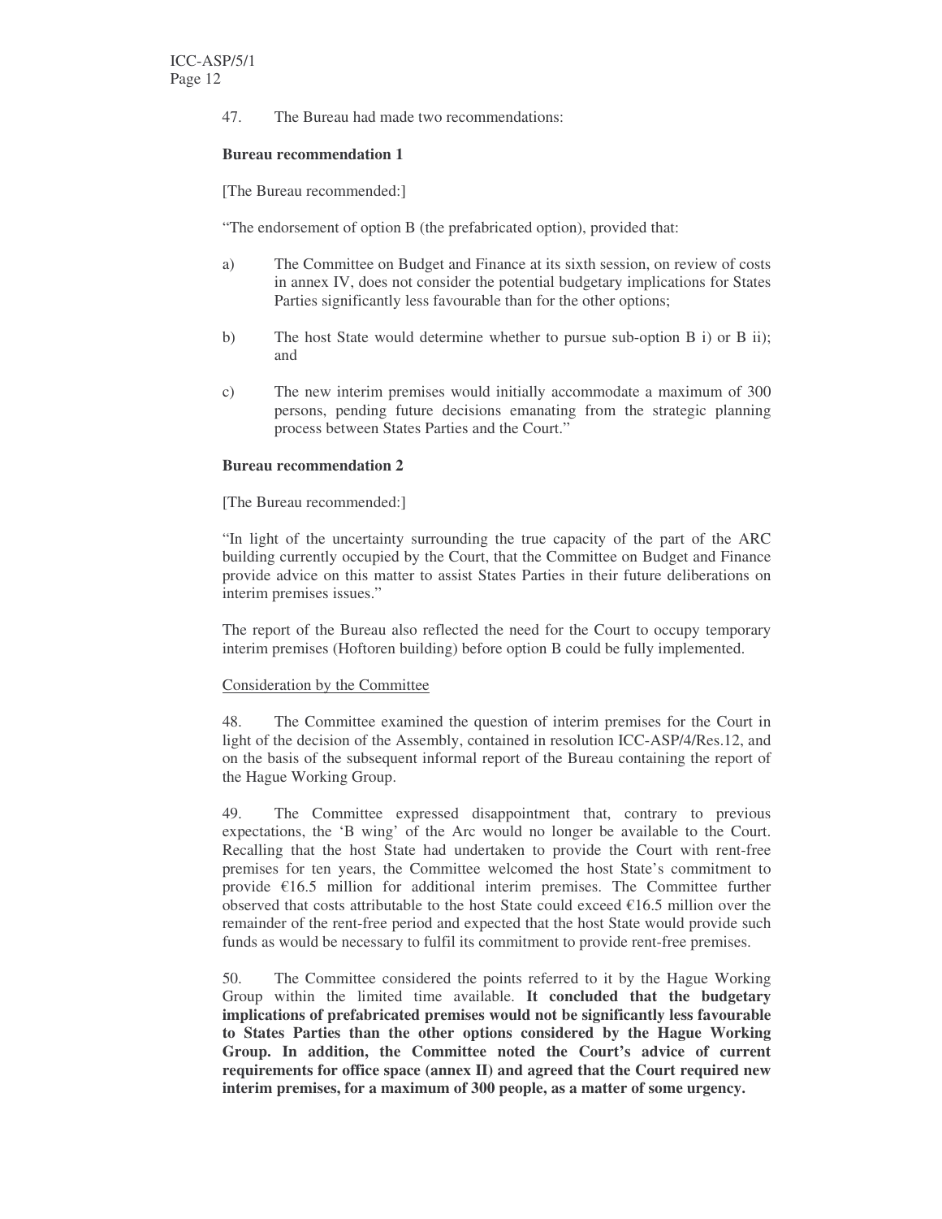47. The Bureau had made two recommendations:

**Bureau recommendation 1**

[The Bureau recommended:]

"The endorsement of option B (the prefabricated option), provided that:

a) The Committee on Budget and Finance at its sixth session, on review of costs in annex IV, does not consider the potential budgetary implications for States Parties significantly less favourable than for the other options;

b) The host State would determine whether to pursue sub-option B i) or B ii); and

c) The new interim premises would initially accommodate a maximum of 300 persons, pending future decisions emanating from the strategic planning process between States Parties and the Court."

**Bureau recommendation 2**

[The Bureau recommended:]

"In light of the uncertainty surrounding the true capacity of the part of the ARC building currently occupied by the Court, that the Committee on Budget and Finance provide advice on this matter to assist States Parties in their future deliberations on interim premises issues."

The report of the Bureau also reflected the need for the Court to occupy temporary interim premises (Hoftoren building) before option B could be fully implemented.

Consideration by the Committee

48. The Committee examined the question of interim premises for the Court in light of the decision of the Assembly, contained in resolution ICC-ASP/4/Res.12, and on the basis of the subsequent informal report of the Bureau containing the report of the Hague Working Group.

49. The Committee expressed disappointment that, contrary to previous expectations, the 'B wing' of the Arc would no longer be available to the Court. Recalling that the host State had undertaken to provide the Court with rent-free premises for ten years, the Committee welcomed the host State's commitment to provide €16.5 million for additional interim premises. The Committee further observed that costs attributable to the host State could exceed €16.5 million over the remainder of the rent-free period and expected that the host State would provide such funds as would be necessary to fulfil its commitment to provide rent-free premises.

50. The Committee considered the points referred to it by the Hague Working Group within the limited time available. **It concluded that the budgetary implications of prefabricated premises would not be significantly less favourable to States Parties than the other options considered by the Hague Working Group. In addition, the Committee noted the Court's advice of current requirements for office space (annex II) and agreed that the Court required new interim premises, for a maximum of 300 people, as a matter of some urgency.**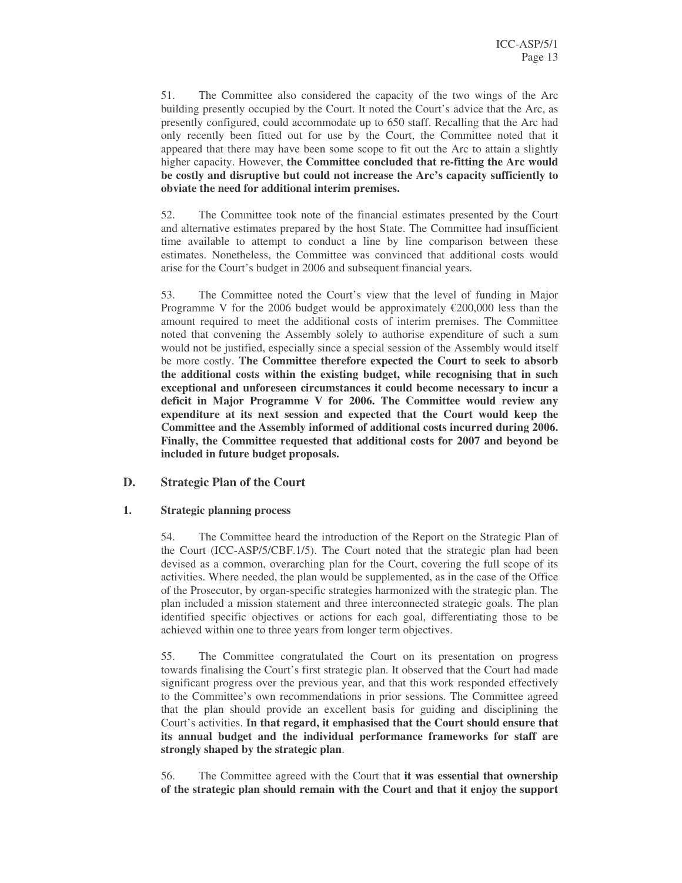51. The Committee also considered the capacity of the two wings of the Arc building presently occupied by the Court. It noted the Court's advice that the Arc, as presently configured, could accommodate up to 650 staff. Recalling that the Arc had only recently been fitted out for use by the Court, the Committee noted that it appeared that there may have been some scope to fit out the Arc to attain a slightly higher capacity. However, **the Committee concluded that re-fitting the Arc would be costly and disruptive but could not increase the Arc's capacity sufficiently to obviate the need for additional interim premises.**

52. The Committee took note of the financial estimates presented by the Court and alternative estimates prepared by the host State. The Committee had insufficient time available to attempt to conduct a line by line comparison between these estimates. Nonetheless, the Committee was convinced that additional costs would arise for the Court's budget in 2006 and subsequent financial years.

53. The Committee noted the Court's view that the level of funding in Major Programme V for the 2006 budget would be approximately €200,000 less than the amount required to meet the additional costs of interim premises. The Committee noted that convening the Assembly solely to authorise expenditure of such a sum would not be justified, especially since a special session of the Assembly would itself be more costly. **The Committee therefore expected the Court to seek to absorb the additional costs within the existing budget, while recognising that in such exceptional and unforeseen circumstances it could become necessary to incur a deficit in Major Programme V for 2006. The Committee would review any expenditure at its next session and expected that the Court would keep the Committee and the Assembly informed of additional costs incurred during 2006. Finally, the Committee requested that additional costs for 2007 and beyond be included in future budget proposals.**

## D. Strategic Plan of the Court

### 1. Strategic planning process

54. The Committee heard the introduction of the Report on the Strategic Plan of the Court (ICC-ASP/5/CBF.1/5). The Court noted that the strategic plan had been devised as a common, overarching plan for the Court, covering the full scope of its activities. Where needed, the plan would be supplemented, as in the case of the Office of the Prosecutor, by organ-specific strategies harmonized with the strategic plan. The plan included a mission statement and three interconnected strategic goals. The plan identified specific objectives or actions for each goal, differentiating those to be achieved within one to three years from longer term objectives.

55. The Committee congratulated the Court on its presentation on progress towards finalising the Court's first strategic plan. It observed that the Court had made significant progress over the previous year, and that this work responded effectively to the Committee's own recommendations in prior sessions. The Committee agreed that the plan should provide an excellent basis for guiding and disciplining the Court's activities. **In that regard, it emphasised that the Court should ensure that its annual budget and the individual performance frameworks for staff are strongly shaped by the strategic plan**.

56. The Committee agreed with the Court that **it was essential that ownership of the strategic plan should remain with the Court and that it enjoy the support**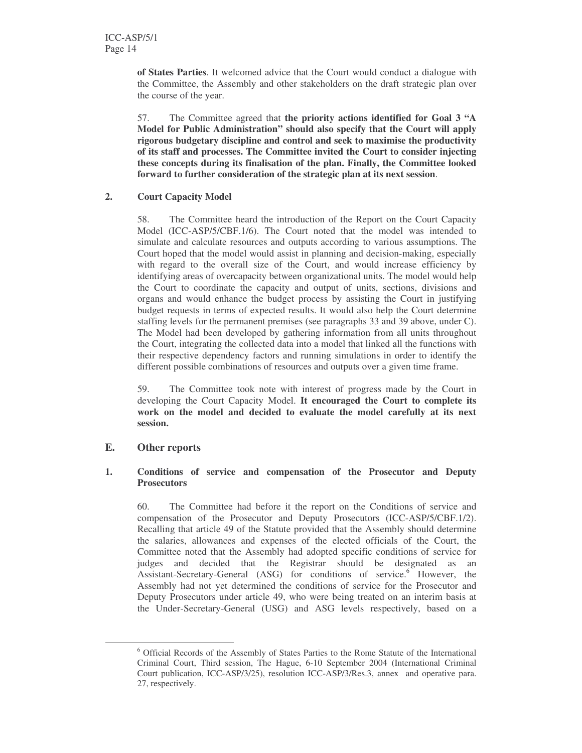**of States Parties**. It welcomed advice that the Court would conduct a dialogue with the Committee, the Assembly and other stakeholders on the draft strategic plan over the course of the year.

57. The Committee agreed that **the priority actions identified for Goal 3 "A Model for Public Administration" should also specify that the Court will apply rigorous budgetary discipline and control and seek to maximise the productivity of its staff and processes. The Committee invited the Court to consider injecting these concepts during its finalisation of the plan. Finally, the Committee looked forward to further consideration of the strategic plan at its next session**.

### 2. Court Capacity Model

58. The Committee heard the introduction of the Report on the Court Capacity Model (ICC-ASP/5/CBF.1/6). The Court noted that the model was intended to simulate and calculate resources and outputs according to various assumptions. The Court hoped that the model would assist in planning and decision-making, especially with regard to the overall size of the Court, and would increase efficiency by identifying areas of overcapacity between organizational units. The model would help the Court to coordinate the capacity and output of units, sections, divisions and organs and would enhance the budget process by assisting the Court in justifying budget requests in terms of expected results. It would also help the Court determine staffing levels for the permanent premises (see paragraphs 33 and 39 above, under C). The Model had been developed by gathering information from all units throughout the Court, integrating the collected data into a model that linked all the functions with their respective dependency factors and running simulations in order to identify the different possible combinations of resources and outputs over a given time frame.

59. The Committee took note with interest of progress made by the Court in developing the Court Capacity Model. **It encouraged the Court to complete its work on the model and decided to evaluate the model carefully at its next session.**

## E. Other reports

### 1. Conditions of service and compensation of the Prosecutor and Deputy Prosecutors

60. The Committee had before it the report on the Conditions of service and compensation of the Prosecutor and Deputy Prosecutors (ICC-ASP/5/CBF.1/2). Recalling that article 49 of the Statute provided that the Assembly should determine the salaries, allowances and expenses of the elected officials of the Court, the Committee noted that the Assembly had adopted specific conditions of service for judges and decided that the Registrar should be designated as an Assistant-Secretary-General (ASG) for conditions of service.[6] However, the Assembly had not yet determined the conditions of service for the Prosecutor and Deputy Prosecutors under article 49, who were being treated on an interim basis at the Under-Secretary-General (USG) and ASG levels respectively, based on a

---

[6] Official Records of the Assembly of States Parties to the Rome Statute of the International Criminal Court, Third session, The Hague, 6-10 September 2004 (International Criminal Court publication, ICC-ASP/3/25), resolution ICC-ASP/3/Res.3, annex and operative para. 27, respectively.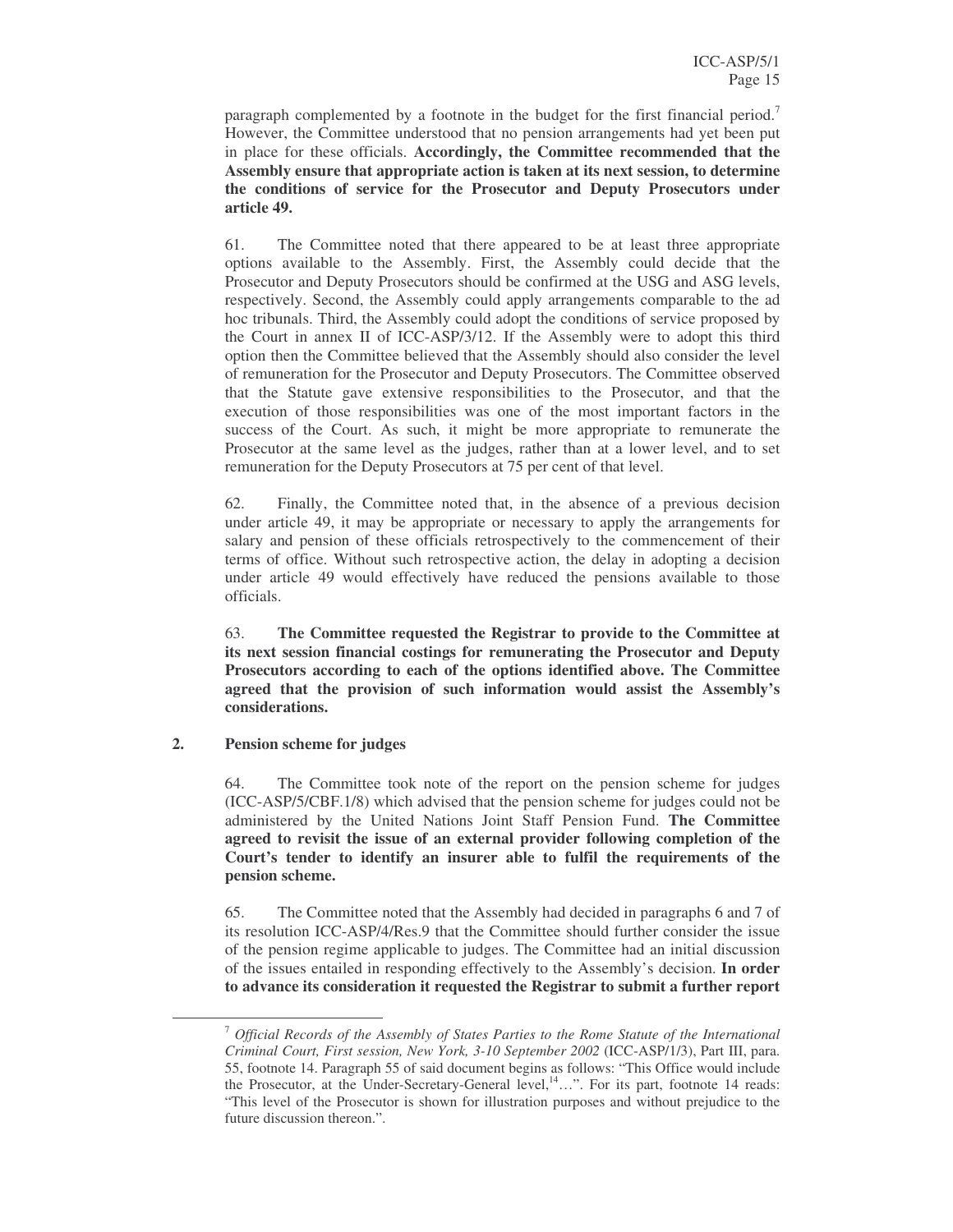paragraph complemented by a footnote in the budget for the first financial period.[7] However, the Committee understood that no pension arrangements had yet been put in place for these officials. **Accordingly, the Committee recommended that the Assembly ensure that appropriate action is taken at its next session, to determine the conditions of service for the Prosecutor and Deputy Prosecutors under article 49.**

61. The Committee noted that there appeared to be at least three appropriate options available to the Assembly. First, the Assembly could decide that the Prosecutor and Deputy Prosecutors should be confirmed at the USG and ASG levels, respectively. Second, the Assembly could apply arrangements comparable to the ad hoc tribunals. Third, the Assembly could adopt the conditions of service proposed by the Court in annex II of ICC-ASP/3/12. If the Assembly were to adopt this third option then the Committee believed that the Assembly should also consider the level of remuneration for the Prosecutor and Deputy Prosecutors. The Committee observed that the Statute gave extensive responsibilities to the Prosecutor, and that the execution of those responsibilities was one of the most important factors in the success of the Court. As such, it might be more appropriate to remunerate the Prosecutor at the same level as the judges, rather than at a lower level, and to set remuneration for the Deputy Prosecutors at 75 per cent of that level.

62. Finally, the Committee noted that, in the absence of a previous decision under article 49, it may be appropriate or necessary to apply the arrangements for salary and pension of these officials retrospectively to the commencement of their terms of office. Without such retrospective action, the delay in adopting a decision under article 49 would effectively have reduced the pensions available to those officials.

63. **The Committee requested the Registrar to provide to the Committee at its next session financial costings for remunerating the Prosecutor and Deputy Prosecutors according to each of the options identified above. The Committee agreed that the provision of such information would assist the Assembly's considerations.**

## 2. Pension scheme for judges

64. The Committee took note of the report on the pension scheme for judges (ICC-ASP/5/CBF.1/8) which advised that the pension scheme for judges could not be administered by the United Nations Joint Staff Pension Fund. **The Committee agreed to revisit the issue of an external provider following completion of the Court's tender to identify an insurer able to fulfil the requirements of the pension scheme.**

65. The Committee noted that the Assembly had decided in paragraphs 6 and 7 of its resolution ICC-ASP/4/Res.9 that the Committee should further consider the issue of the pension regime applicable to judges. The Committee had an initial discussion of the issues entailed in responding effectively to the Assembly's decision. **In order to advance its consideration it requested the Registrar to submit a further report**

[7] *Official Records of the Assembly of States Parties to the Rome Statute of the International Criminal Court, First session, New York, 3-10 September 2002* (ICC-ASP/1/3), Part III, para. 55, footnote 14. Paragraph 55 of said document begins as follows: "This Office would include the Prosecutor, at the Under-Secretary-General level,[14]…". For its part, footnote 14 reads: "This level of the Prosecutor is shown for illustration purposes and without prejudice to the future discussion thereon.".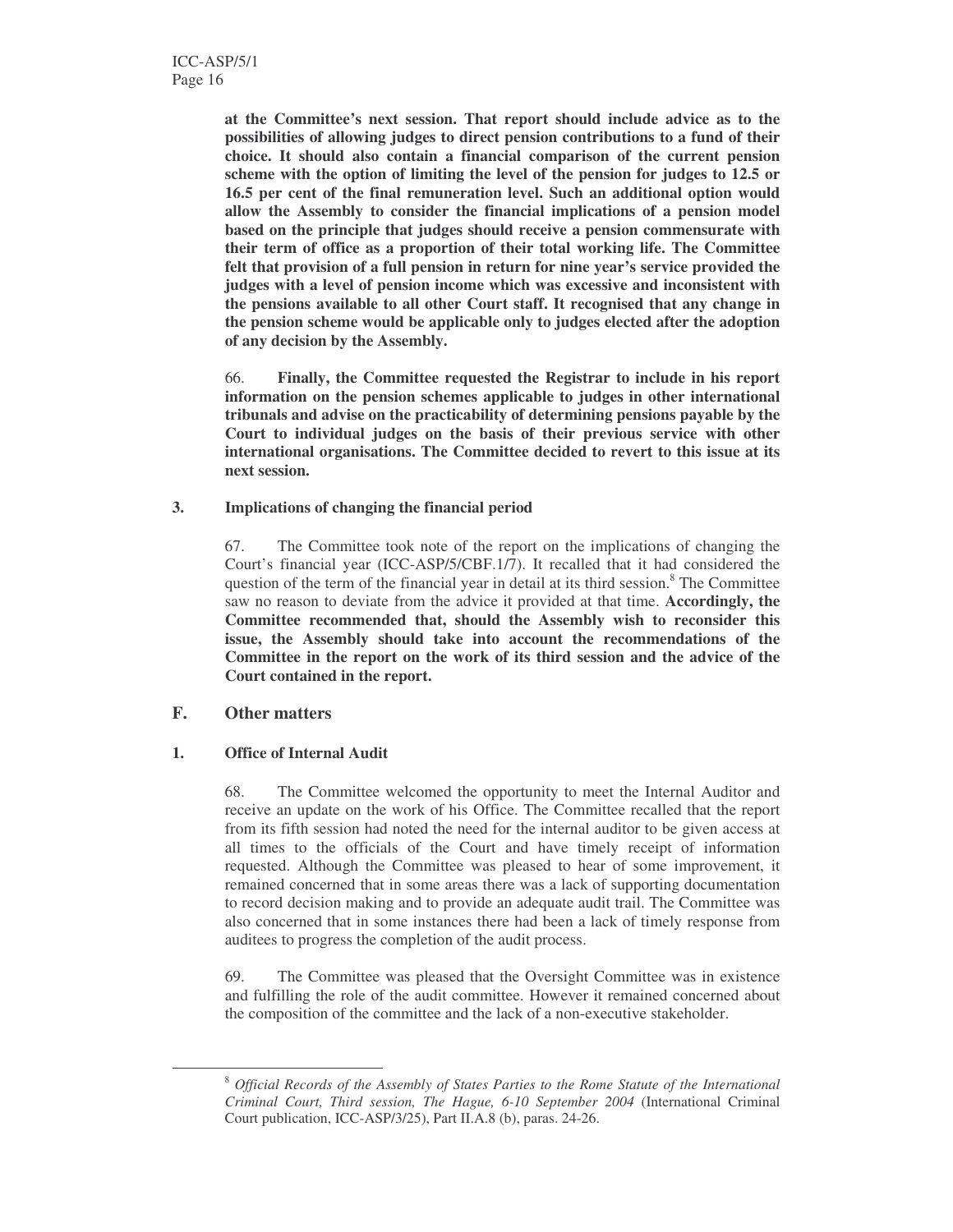**at the Committee's next session. That report should include advice as to the possibilities of allowing judges to direct pension contributions to a fund of their choice. It should also contain a financial comparison of the current pension scheme with the option of limiting the level of the pension for judges to 12.5 or 16.5 per cent of the final remuneration level. Such an additional option would allow the Assembly to consider the financial implications of a pension model based on the principle that judges should receive a pension commensurate with their term of office as a proportion of their total working life. The Committee felt that provision of a full pension in return for nine year's service provided the judges with a level of pension income which was excessive and inconsistent with the pensions available to all other Court staff. It recognised that any change in the pension scheme would be applicable only to judges elected after the adoption of any decision by the Assembly.**

66. **Finally, the Committee requested the Registrar to include in his report information on the pension schemes applicable to judges in other international tribunals and advise on the practicability of determining pensions payable by the Court to individual judges on the basis of their previous service with other international organisations. The Committee decided to revert to this issue at its next session.**

### 3. Implications of changing the financial period

67. The Committee took note of the report on the implications of changing the Court's financial year (ICC-ASP/5/CBF.1/7). It recalled that it had considered the question of the term of the financial year in detail at its third session.[8] The Committee saw no reason to deviate from the advice it provided at that time. **Accordingly, the Committee recommended that, should the Assembly wish to reconsider this issue, the Assembly should take into account the recommendations of the Committee in the report on the work of its third session and the advice of the Court contained in the report.**

## F. Other matters

### 1. Office of Internal Audit

68. The Committee welcomed the opportunity to meet the Internal Auditor and receive an update on the work of his Office. The Committee recalled that the report from its fifth session had noted the need for the internal auditor to be given access at all times to the officials of the Court and have timely receipt of information requested. Although the Committee was pleased to hear of some improvement, it remained concerned that in some areas there was a lack of supporting documentation to record decision making and to provide an adequate audit trail. The Committee was also concerned that in some instances there had been a lack of timely response from auditees to progress the completion of the audit process.

69. The Committee was pleased that the Oversight Committee was in existence and fulfilling the role of the audit committee. However it remained concerned about the composition of the committee and the lack of a non-executive stakeholder.

---

[8] *Official Records of the Assembly of States Parties to the Rome Statute of the International Criminal Court, Third session, The Hague, 6-10 September 2004* (International Criminal Court publication, ICC-ASP/3/25), Part II.A.8 (b), paras. 24-26.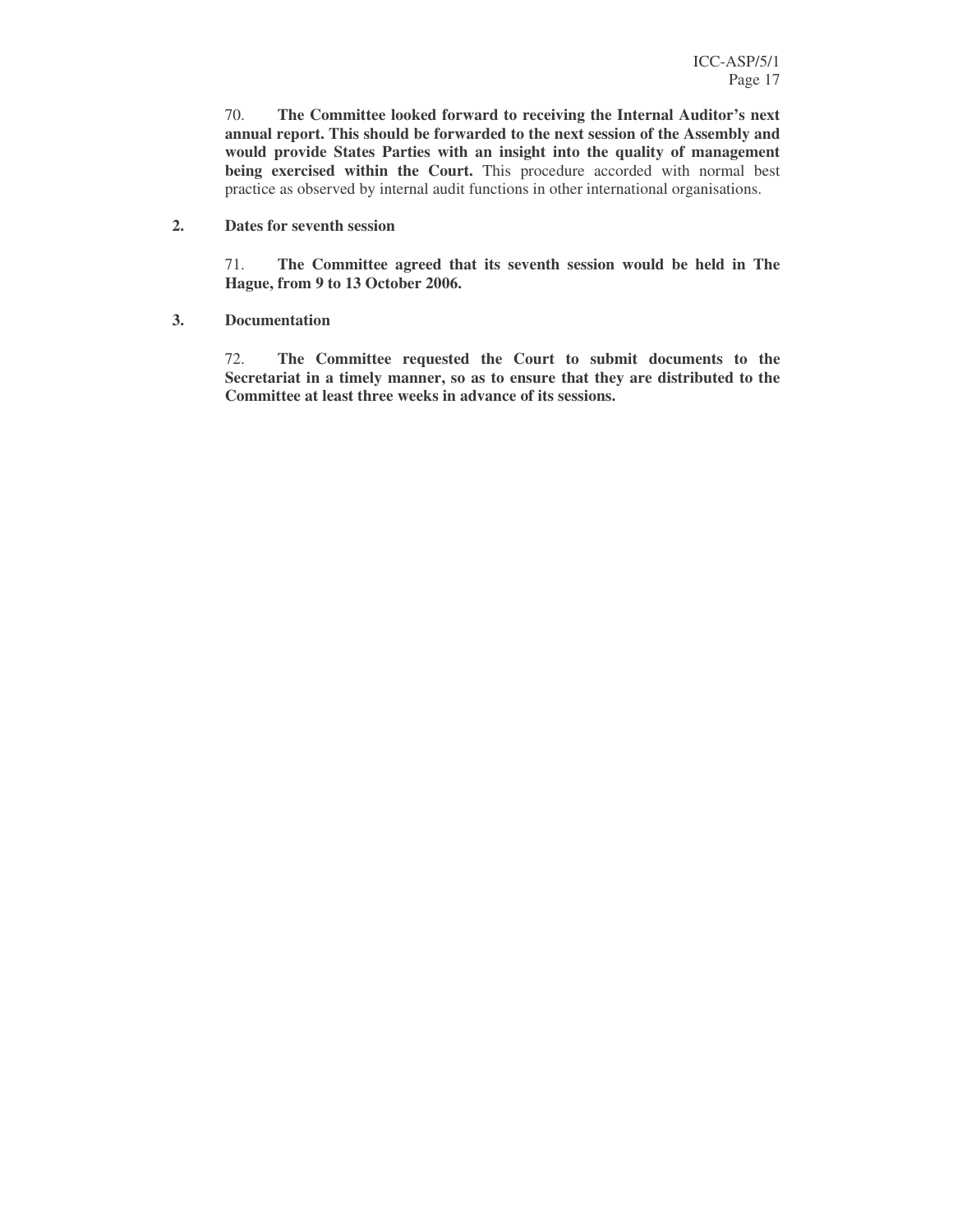70. **The Committee looked forward to receiving the Internal Auditor's next annual report. This should be forwarded to the next session of the Assembly and would provide States Parties with an insight into the quality of management being exercised within the Court.** This procedure accorded with normal best practice as observed by internal audit functions in other international organisations.

### 2. Dates for seventh session

71. **The Committee agreed that its seventh session would be held in The Hague, from 9 to 13 October 2006.**

### 3. Documentation

72. **The Committee requested the Court to submit documents to the Secretariat in a timely manner, so as to ensure that they are distributed to the Committee at least three weeks in advance of its sessions.**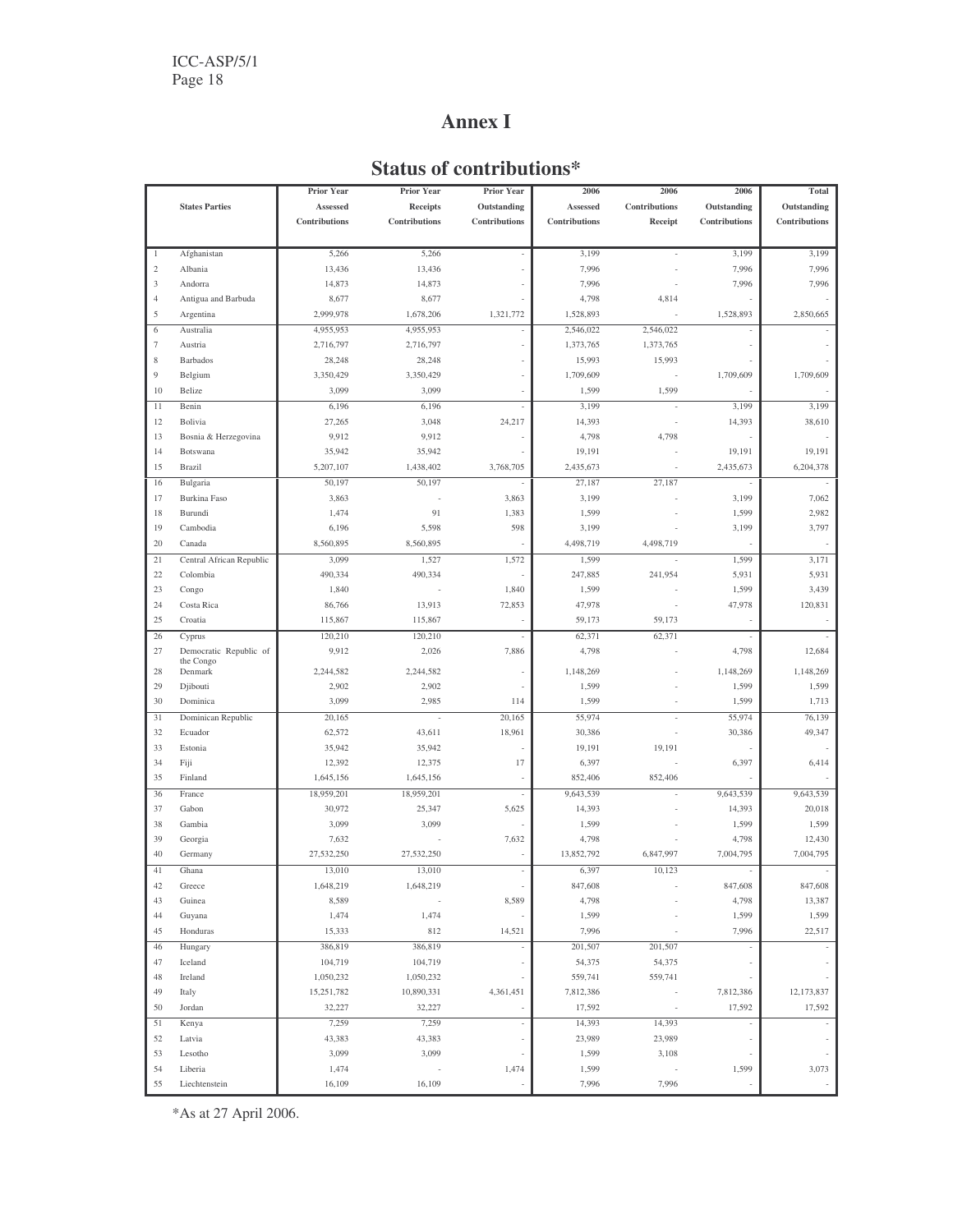# Annex I

## Status of contributions*

| | States Parties | Prior Year Assessed Contributions | Prior Year Receipts Contributions | Prior Year Outstanding Contributions | 2006 Assessed Contributions | 2006 Contributions Receipt | 2006 Outstanding Contributions | Total Outstanding Contributions |
|---|---|---|---|---|---|---|---|---|
| 1 | Afghanistan | 5,266 | 5,266 | - | 3,199 | - | 3,199 | 3,199 |
| 2 | Albania | 13,436 | 13,436 | - | 7,996 | - | 7,996 | 7,996 |
| 3 | Andorra | 14,873 | 14,873 | - | 7,996 | - | 7,996 | 7,996 |
| 4 | Antigua and Barbuda | 8,677 | 8,677 | - | 4,798 | 4,814 | - | - |
| 5 | Argentina | 2,999,978 | 1,678,206 | 1,321,772 | 1,528,893 | - | 1,528,893 | 2,850,665 |
| 6 | Australia | 4,955,953 | 4,955,953 | - | 2,546,022 | 2,546,022 | - | - |
| 7 | Austria | 2,716,797 | 2,716,797 | - | 1,373,765 | 1,373,765 | - | - |
| 8 | Barbados | 28,248 | 28,248 | - | 15,993 | 15,993 | - | - |
| 9 | Belgium | 3,350,429 | 3,350,429 | - | 1,709,609 | - | 1,709,609 | 1,709,609 |
| 10 | Belize | 3,099 | 3,099 | - | 1,599 | 1,599 | - | - |
| 11 | Benin | 6,196 | 6,196 | - | 3,199 | - | 3,199 | 3,199 |
| 12 | Bolivia | 27,265 | 3,048 | 24,217 | 14,393 | - | 14,393 | 38,610 |
| 13 | Bosnia & Herzegovina | 9,912 | 9,912 | - | 4,798 | 4,798 | - | - |
| 14 | Botswana | 35,942 | 35,942 | - | 19,191 | - | 19,191 | 19,191 |
| 15 | Brazil | 5,207,107 | 1,438,402 | 3,768,705 | 2,435,673 | - | 2,435,673 | 6,204,378 |
| 16 | Bulgaria | 50,197 | 50,197 | - | 27,187 | 27,187 | - | - |
| 17 | Burkina Faso | 3,863 | - | 3,863 | 3,199 | - | 3,199 | 7,062 |
| 18 | Burundi | 1,474 | 91 | 1,383 | 1,599 | - | 1,599 | 2,982 |
| 19 | Cambodia | 6,196 | 5,598 | 598 | 3,199 | - | 3,199 | 3,797 |
| 20 | Canada | 8,560,895 | 8,560,895 | - | 4,498,719 | 4,498,719 | - | - |
| 21 | Central African Republic | 3,099 | 1,527 | 1,572 | 1,599 | - | 1,599 | 3,171 |
| 22 | Colombia | 490,334 | 490,334 | - | 247,885 | 241,954 | 5,931 | 5,931 |
| 23 | Congo | 1,840 | - | 1,840 | 1,599 | - | 1,599 | 3,439 |
| 24 | Costa Rica | 86,766 | 13,913 | 72,853 | 47,978 | - | 47,978 | 120,831 |
| 25 | Croatia | 115,867 | 115,867 | - | 59,173 | 59,173 | - | - |
| 26 | Cyprus | 120,210 | 120,210 | - | 62,371 | 62,371 | - | - |
| 27 | Democratic Republic of the Congo | 9,912 | 2,026 | 7,886 | 4,798 | - | 4,798 | 12,684 |
| 28 | Denmark | 2,244,582 | 2,244,582 | - | 1,148,269 | - | 1,148,269 | 1,148,269 |
| 29 | Djibouti | 2,902 | 2,902 | - | 1,599 | - | 1,599 | 1,599 |
| 30 | Dominica | 3,099 | 2,985 | 114 | 1,599 | - | 1,599 | 1,713 |
| 31 | Dominican Republic | 20,165 | - | 20,165 | 55,974 | - | 55,974 | 76,139 |
| 32 | Ecuador | 62,572 | 43,611 | 18,961 | 30,386 | - | 30,386 | 49,347 |
| 33 | Estonia | 35,942 | 35,942 | - | 19,191 | 19,191 | - | - |
| 34 | Fiji | 12,392 | 12,375 | 17 | 6,397 | - | 6,397 | 6,414 |
| 35 | Finland | 1,645,156 | 1,645,156 | - | 852,406 | 852,406 | - | - |
| 36 | France | 18,959,201 | 18,959,201 | - | 9,643,539 | - | 9,643,539 | 9,643,539 |
| 37 | Gabon | 30,972 | 25,347 | 5,625 | 14,393 | - | 14,393 | 20,018 |
| 38 | Gambia | 3,099 | 3,099 | - | 1,599 | - | 1,599 | 1,599 |
| 39 | Georgia | 7,632 | - | 7,632 | 4,798 | - | 4,798 | 12,430 |
| 40 | Germany | 27,532,250 | 27,532,250 | - | 13,852,792 | 6,847,997 | 7,004,795 | 7,004,795 |
| 41 | Ghana | 13,010 | 13,010 | - | 6,397 | 10,123 | - | - |
| 42 | Greece | 1,648,219 | 1,648,219 | - | 847,608 | - | 847,608 | 847,608 |
| 43 | Guinea | 8,589 | - | 8,589 | 4,798 | - | 4,798 | 13,387 |
| 44 | Guyana | 1,474 | 1,474 | - | 1,599 | - | 1,599 | 1,599 |
| 45 | Honduras | 15,333 | 812 | 14,521 | 7,996 | - | 7,996 | 22,517 |
| 46 | Hungary | 386,819 | 386,819 | - | 201,507 | 201,507 | - | - |
| 47 | Iceland | 104,719 | 104,719 | - | 54,375 | 54,375 | - | - |
| 48 | Ireland | 1,050,232 | 1,050,232 | - | 559,741 | 559,741 | - | - |
| 49 | Italy | 15,251,782 | 10,890,331 | 4,361,451 | 7,812,386 | - | 7,812,386 | 12,173,837 |
| 50 | Jordan | 32,227 | 32,227 | - | 17,592 | - | 17,592 | 17,592 |
| 51 | Kenya | 7,259 | 7,259 | - | 14,393 | 14,393 | - | - |
| 52 | Latvia | 43,383 | 43,383 | - | 23,989 | 23,989 | - | - |
| 53 | Lesotho | 3,099 | 3,099 | - | 1,599 | 3,108 | - | - |
| 54 | Liberia | 1,474 | - | 1,474 | 1,599 | - | 1,599 | 3,073 |
| 55 | Liechtenstein | 16,109 | 16,109 | - | 7,996 | 7,996 | - | - |

*As at 27 April 2006.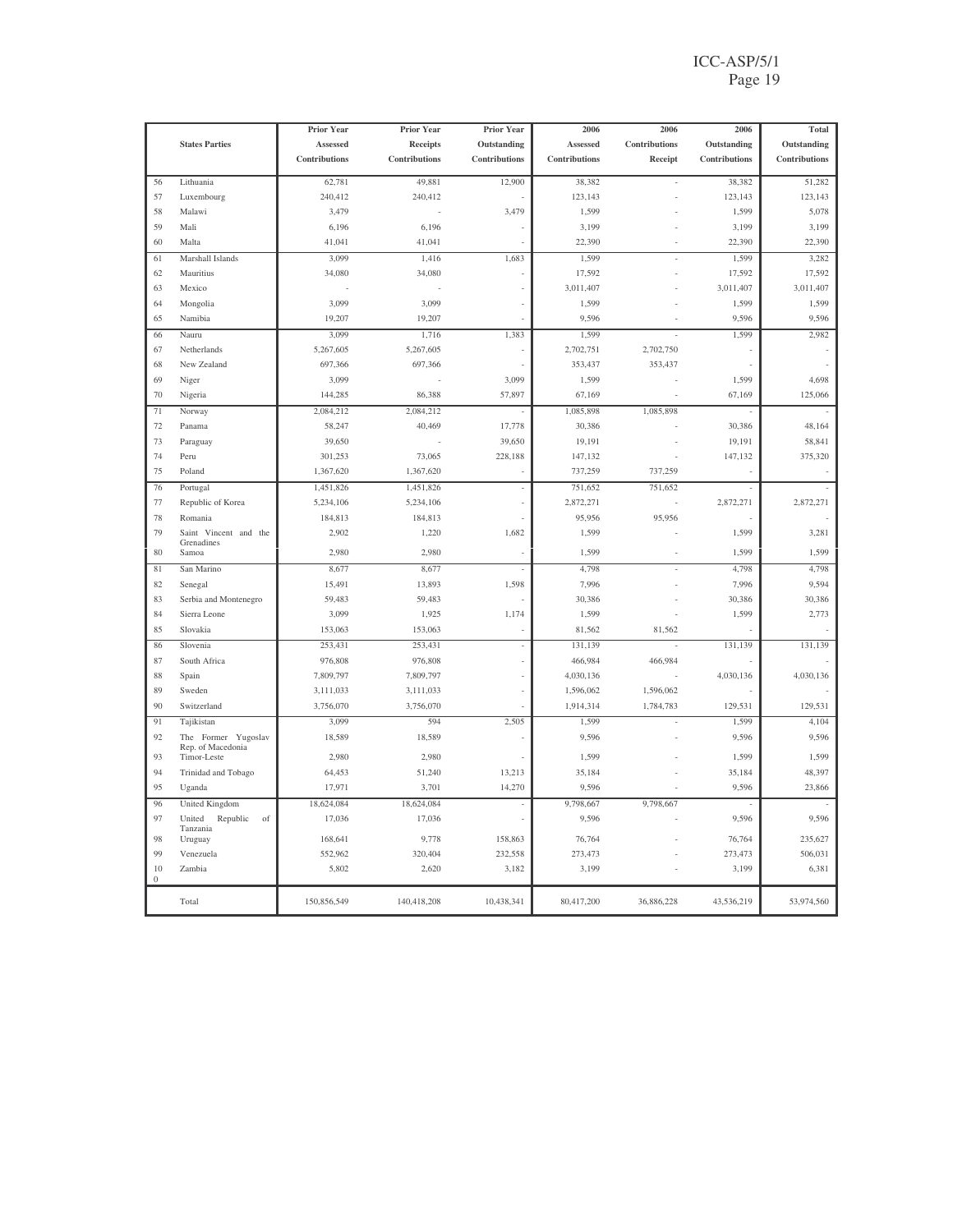| | States Parties | Prior Year Assessed Contributions | Prior Year Receipts Contributions | Prior Year Outstanding Contributions | 2006 Assessed Contributions | 2006 Contributions Receipt | 2006 Outstanding Contributions | Total Outstanding Contributions |
|---|---|---|---|---|---|---|---|---|
| 56 | Lithuania | 62,781 | 49,881 | 12,900 | 38,382 | - | 38,382 | 51,282 |
| 57 | Luxembourg | 240,412 | 240,412 | - | 123,143 | - | 123,143 | 123,143 |
| 58 | Malawi | 3,479 | - | 3,479 | 1,599 | - | 1,599 | 5,078 |
| 59 | Mali | 6,196 | 6,196 | - | 3,199 | - | 3,199 | 3,199 |
| 60 | Malta | 41,041 | 41,041 | - | 22,390 | - | 22,390 | 22,390 |
| 61 | Marshall Islands | 3,099 | 1,416 | 1,683 | 1,599 | - | 1,599 | 3,282 |
| 62 | Mauritius | 34,080 | 34,080 | - | 17,592 | - | 17,592 | 17,592 |
| 63 | Mexico | - | - | - | 3,011,407 | - | 3,011,407 | 3,011,407 |
| 64 | Mongolia | 3,099 | 3,099 | - | 1,599 | - | 1,599 | 1,599 |
| 65 | Namibia | 19,207 | 19,207 | - | 9,596 | - | 9,596 | 9,596 |
| 66 | Nauru | 3,099 | 1,716 | 1,383 | 1,599 | - | 1,599 | 2,982 |
| 67 | Netherlands | 5,267,605 | 5,267,605 | - | 2,702,751 | 2,702,750 | - | - |
| 68 | New Zealand | 697,366 | 697,366 | - | 353,437 | 353,437 | - | - |
| 69 | Niger | 3,099 | - | 3,099 | 1,599 | - | 1,599 | 4,698 |
| 70 | Nigeria | 144,285 | 86,388 | 57,897 | 67,169 | - | 67,169 | 125,066 |
| 71 | Norway | 2,084,212 | 2,084,212 | - | 1,085,898 | 1,085,898 | - | - |
| 72 | Panama | 58,247 | 40,469 | 17,778 | 30,386 | - | 30,386 | 48,164 |
| 73 | Paraguay | 39,650 | - | 39,650 | 19,191 | - | 19,191 | 58,841 |
| 74 | Peru | 301,253 | 73,065 | 228,188 | 147,132 | - | 147,132 | 375,320 |
| 75 | Poland | 1,367,620 | 1,367,620 | - | 737,259 | 737,259 | - | - |
| 76 | Portugal | 1,451,826 | 1,451,826 | - | 751,652 | 751,652 | - | - |
| 77 | Republic of Korea | 5,234,106 | 5,234,106 | - | 2,872,271 | - | 2,872,271 | 2,872,271 |
| 78 | Romania | 184,813 | 184,813 | - | 95,956 | 95,956 | - | - |
| 79 | Saint Vincent and the Grenadines | 2,902 | 1,220 | 1,682 | 1,599 | - | 1,599 | 3,281 |
| 80 | Samoa | 2,980 | 2,980 | - | 1,599 | - | 1,599 | 1,599 |
| 81 | San Marino | 8,677 | 8,677 | - | 4,798 | - | 4,798 | 4,798 |
| 82 | Senegal | 15,491 | 13,893 | 1,598 | 7,996 | - | 7,996 | 9,594 |
| 83 | Serbia and Montenegro | 59,483 | 59,483 | - | 30,386 | - | 30,386 | 30,386 |
| 84 | Sierra Leone | 3,099 | 1,925 | 1,174 | 1,599 | - | 1,599 | 2,773 |
| 85 | Slovakia | 153,063 | 153,063 | - | 81,562 | 81,562 | - | - |
| 86 | Slovenia | 253,431 | 253,431 | - | 131,139 | - | 131,139 | 131,139 |
| 87 | South Africa | 976,808 | 976,808 | - | 466,984 | 466,984 | - | - |
| 88 | Spain | 7,809,797 | 7,809,797 | - | 4,030,136 | - | 4,030,136 | 4,030,136 |
| 89 | Sweden | 3,111,033 | 3,111,033 | - | 1,596,062 | 1,596,062 | - | - |
| 90 | Switzerland | 3,756,070 | 3,756,070 | - | 1,914,314 | 1,784,783 | 129,531 | 129,531 |
| 91 | Tajikistan | 3,099 | 594 | 2,505 | 1,599 | - | 1,599 | 4,104 |
| 92 | The Former Yugoslav Rep. of Macedonia | 18,589 | 18,589 | - | 9,596 | - | 9,596 | 9,596 |
| 93 | Timor-Leste | 2,980 | 2,980 | - | 1,599 | - | 1,599 | 1,599 |
| 94 | Trinidad and Tobago | 64,453 | 51,240 | 13,213 | 35,184 | - | 35,184 | 48,397 |
| 95 | Uganda | 17,971 | 3,701 | 14,270 | 9,596 | - | 9,596 | 23,866 |
| 96 | United Kingdom | 18,624,084 | 18,624,084 | - | 9,798,667 | 9,798,667 | - | - |
| 97 | United Republic of Tanzania | 17,036 | 17,036 | - | 9,596 | - | 9,596 | 9,596 |
| 98 | Uruguay | 168,641 | 9,778 | 158,863 | 76,764 | - | 76,764 | 235,627 |
| 99 | Venezuela | 552,962 | 320,404 | 232,558 | 273,473 | - | 273,473 | 506,031 |
| 100 | Zambia | 5,802 | 2,620 | 3,182 | 3,199 | - | 3,199 | 6,381 |
| | Total | 150,856,549 | 140,418,208 | 10,438,341 | 80,417,200 | 36,886,228 | 43,536,219 | 53,974,560 |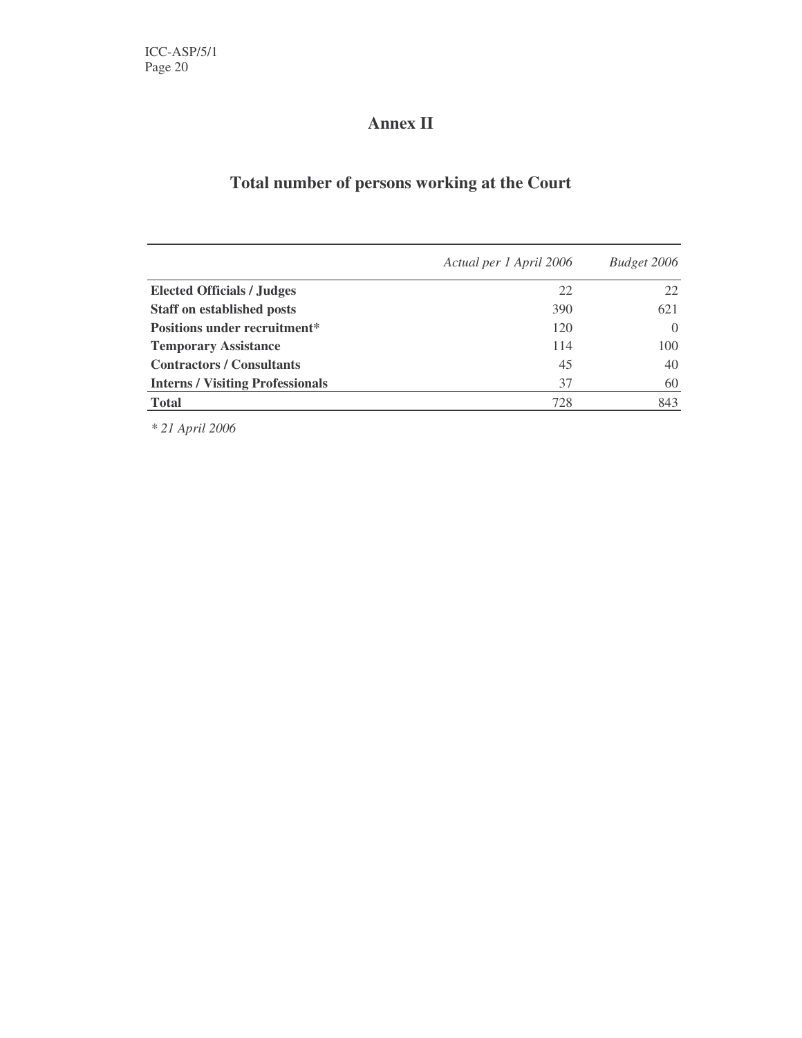# Annex II

## Total number of persons working at the Court

| | *Actual per 1 April 2006* | *Budget 2006* |
|---|---|---|
| **Elected Officials / Judges** | 22 | 22 |
| **Staff on established posts** | 390 | 621 |
| **Positions under recruitment*** | 120 | 0 |
| **Temporary Assistance** | 114 | 100 |
| **Contractors / Consultants** | 45 | 40 |
| **Interns / Visiting Professionals** | 37 | 60 |
| **Total** | 728 | 843 |

*\* 21 April 2006*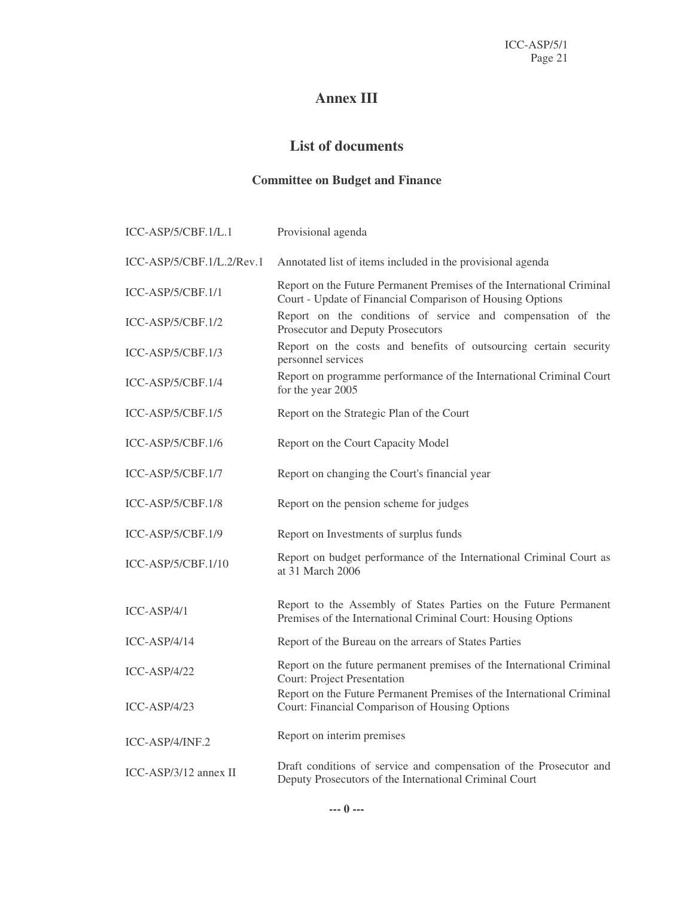# Annex III

## List of documents

### Committee on Budget and Finance

| | |
|---|---|
| ICC-ASP/5/CBF.1/L.1 | Provisional agenda |
| ICC-ASP/5/CBF.1/L.2/Rev.1 | Annotated list of items included in the provisional agenda |
| ICC-ASP/5/CBF.1/1 | Report on the Future Permanent Premises of the International Criminal Court - Update of Financial Comparison of Housing Options |
| ICC-ASP/5/CBF.1/2 | Report on the conditions of service and compensation of the Prosecutor and Deputy Prosecutors |
| ICC-ASP/5/CBF.1/3 | Report on the costs and benefits of outsourcing certain security personnel services |
| ICC-ASP/5/CBF.1/4 | Report on programme performance of the International Criminal Court for the year 2005 |
| ICC-ASP/5/CBF.1/5 | Report on the Strategic Plan of the Court |
| ICC-ASP/5/CBF.1/6 | Report on the Court Capacity Model |
| ICC-ASP/5/CBF.1/7 | Report on changing the Court's financial year |
| ICC-ASP/5/CBF.1/8 | Report on the pension scheme for judges |
| ICC-ASP/5/CBF.1/9 | Report on Investments of surplus funds |
| ICC-ASP/5/CBF.1/10 | Report on budget performance of the International Criminal Court as at 31 March 2006 |
| ICC-ASP/4/1 | Report to the Assembly of States Parties on the Future Permanent Premises of the International Criminal Court: Housing Options |
| ICC-ASP/4/14 | Report of the Bureau on the arrears of States Parties |
| ICC-ASP/4/22 | Report on the future permanent premises of the International Criminal Court: Project Presentation |
| ICC-ASP/4/23 | Report on the Future Permanent Premises of the International Criminal Court: Financial Comparison of Housing Options |
| ICC-ASP/4/INF.2 | Report on interim premises |
| ICC-ASP/3/12 annex II | Draft conditions of service and compensation of the Prosecutor and Deputy Prosecutors of the International Criminal Court |

--- 0 ---